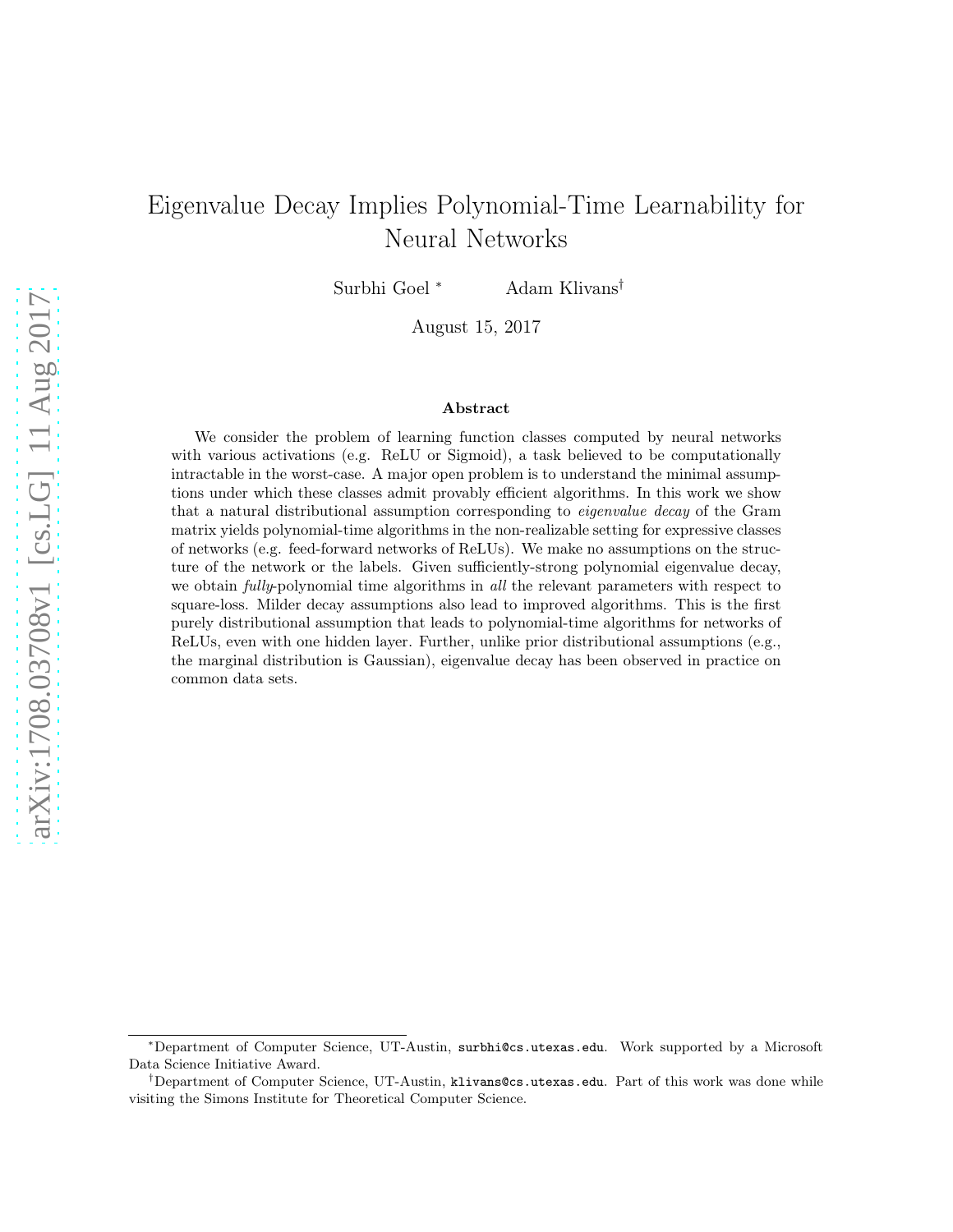# Eigenvalue Decay Implies Polynomial-Time Learnability for Neural Networks

Surbhi Goel [*] Adam Klivans [†]

August 15, 2017

### Abstract

We consider the problem of learning function classes computed by neural networks with various activations (e.g. ReLU or Sigmoid), a task believed to be computationally intractable in the worst-case. A major open problem is to understand the minimal assumptions under which these classes admit provably efficient algorithms. In this work we show that a natural distributional assumption corresponding to *eigenvalue decay* of the Gram matrix yields polynomial-time algorithms in the non-realizable setting for expressive classes of networks (e.g. feed-forward networks of ReLUs). We make no assumptions on the structure of the network or the labels. Given sufficiently-strong polynomial eigenvalue decay, we obtain *fully*-polynomial time algorithms in *all* the relevant parameters with respect to square-loss. Milder decay assumptions also lead to improved algorithms. This is the first purely distributional assumption that leads to polynomial-time algorithms for networks of ReLUs, even with one hidden layer. Further, unlike prior distributional assumptions (e.g., the marginal distribution is Gaussian), eigenvalue decay has been observed in practice on common data sets.

---

[*] Department of Computer Science, UT-Austin, surbhi@cs.utexas.edu. Work supported by a Microsoft Data Science Initiative Award.

[†] Department of Computer Science, UT-Austin, klivans@cs.utexas.edu. Part of this work was done while visiting the Simons Institute for Theoretical Computer Science.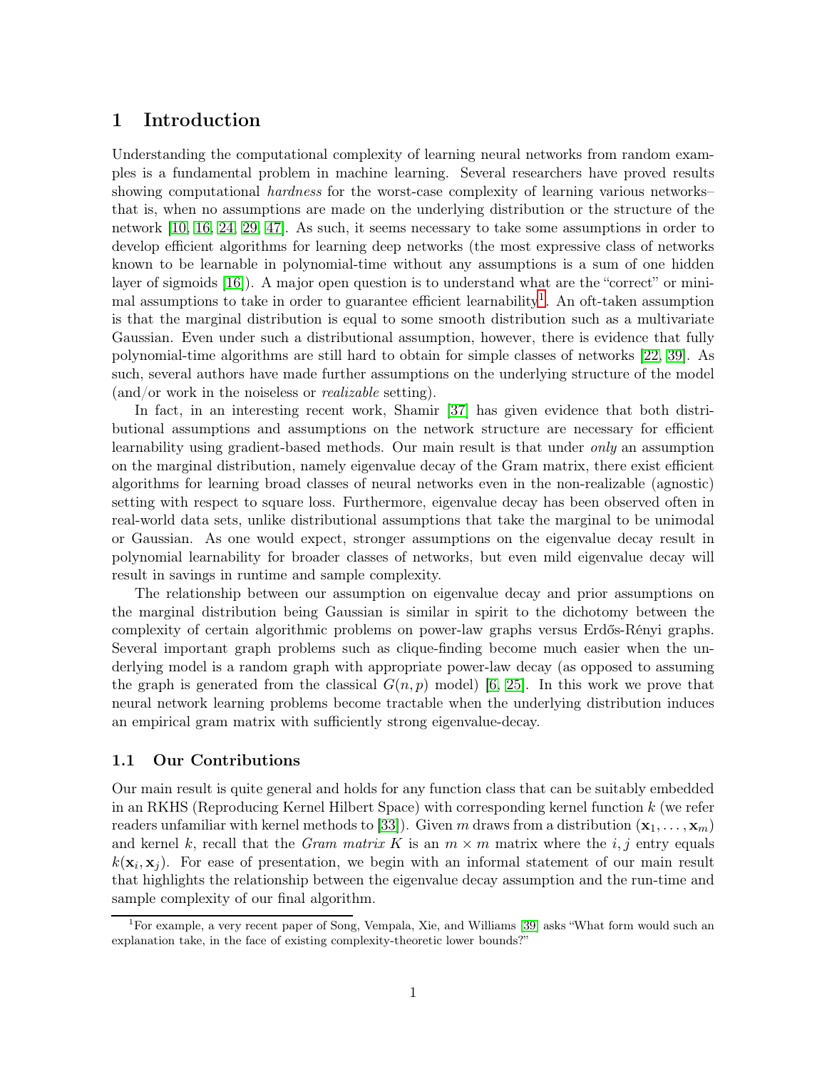# 1 Introduction

Understanding the computational complexity of learning neural networks from random examples is a fundamental problem in machine learning. Several researchers have proved results showing computational *hardness* for the worst-case complexity of learning various networks– that is, when no assumptions are made on the underlying distribution or the structure of the network [10, 16, 24, 29, 47]. As such, it seems necessary to take some assumptions in order to develop efficient algorithms for learning deep networks (the most expressive class of networks known to be learnable in polynomial-time without any assumptions is a sum of one hidden layer of sigmoids [16]). A major open question is to understand what are the "correct" or minimal assumptions to take in order to guarantee efficient learnability[1]. An oft-taken assumption is that the marginal distribution is equal to some smooth distribution such as a multivariate Gaussian. Even under such a distributional assumption, however, there is evidence that fully polynomial-time algorithms are still hard to obtain for simple classes of networks [22, 39]. As such, several authors have made further assumptions on the underlying structure of the model (and/or work in the noiseless or *realizable* setting).

In fact, in an interesting recent work, Shamir [37] has given evidence that both distributional assumptions and assumptions on the network structure are necessary for efficient learnability using gradient-based methods. Our main result is that under *only* an assumption on the marginal distribution, namely eigenvalue decay of the Gram matrix, there exist efficient algorithms for learning broad classes of neural networks even in the non-realizable (agnostic) setting with respect to square loss. Furthermore, eigenvalue decay has been observed often in real-world data sets, unlike distributional assumptions that take the marginal to be unimodal or Gaussian. As one would expect, stronger assumptions on the eigenvalue decay result in polynomial learnability for broader classes of networks, but even mild eigenvalue decay will result in savings in runtime and sample complexity.

The relationship between our assumption on eigenvalue decay and prior assumptions on the marginal distribution being Gaussian is similar in spirit to the dichotomy between the complexity of certain algorithmic problems on power-law graphs versus Erdős-Rényi graphs. Several important graph problems such as clique-finding become much easier when the underlying model is a random graph with appropriate power-law decay (as opposed to assuming the graph is generated from the classical $G(n, p)$ model) [6, 25]. In this work we prove that neural network learning problems become tractable when the underlying distribution induces an empirical gram matrix with sufficiently strong eigenvalue-decay.

## 1.1 Our Contributions

Our main result is quite general and holds for any function class that can be suitably embedded in an RKHS (Reproducing Kernel Hilbert Space) with corresponding kernel function $k$ (we refer readers unfamiliar with kernel methods to [33]). Given $m$ draws from a distribution $(\mathbf{x}_1, \ldots, \mathbf{x}_m)$ and kernel $k$, recall that the *Gram matrix* $K$ is an $m \times m$ matrix where the $i, j$ entry equals $k(\mathbf{x}_i, \mathbf{x}_j)$. For ease of presentation, we begin with an informal statement of our main result that highlights the relationship between the eigenvalue decay assumption and the run-time and sample complexity of our final algorithm.

[1] For example, a very recent paper of Song, Vempala, Xie, and Williams [39] asks "What form would such an explanation take, in the face of existing complexity-theoretic lower bounds?"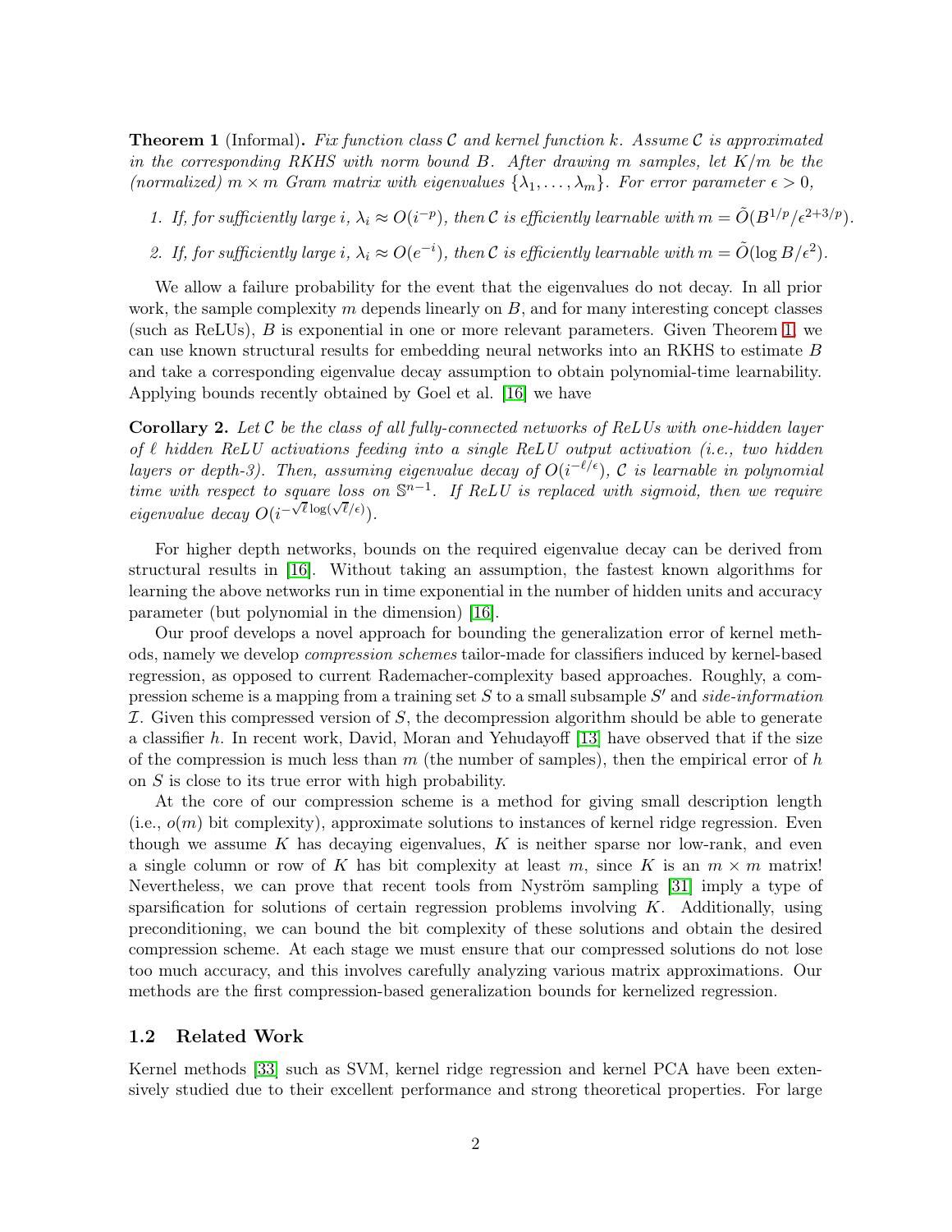**Theorem 1** (Informal)**.** *Fix function class $\mathcal{C}$ and kernel function $k$. Assume $\mathcal{C}$ is approximated in the corresponding RKHS with norm bound $B$. After drawing $m$ samples, let $K/m$ be the (normalized) $m \times m$ Gram matrix with eigenvalues $\{\lambda_1, \ldots, \lambda_m\}$. For error parameter $\epsilon > 0$,*

1. *If, for sufficiently large $i$, $\lambda_i \approx O(i^{-p})$, then $\mathcal{C}$ is efficiently learnable with $m = \tilde{O}(B^{1/p}/\epsilon^{2+3/p})$.*
2. *If, for sufficiently large $i$, $\lambda_i \approx O(e^{-i})$, then $\mathcal{C}$ is efficiently learnable with $m = \tilde{O}(\log B/\epsilon^2)$.*

We allow a failure probability for the event that the eigenvalues do not decay. In all prior work, the sample complexity $m$ depends linearly on $B$, and for many interesting concept classes (such as ReLUs), $B$ is exponential in one or more relevant parameters. Given Theorem 1, we can use known structural results for embedding neural networks into an RKHS to estimate $B$ and take a corresponding eigenvalue decay assumption to obtain polynomial-time learnability. Applying bounds recently obtained by Goel et al. [16] we have

**Corollary 2.** *Let $\mathcal{C}$ be the class of all fully-connected networks of ReLUs with one-hidden layer of $\ell$ hidden ReLU activations feeding into a single ReLU output activation (i.e., two hidden layers or depth-3). Then, assuming eigenvalue decay of $O(i^{-\ell/\epsilon})$, $\mathcal{C}$ is learnable in polynomial time with respect to square loss on $\mathbb{S}^{n-1}$. If ReLU is replaced with sigmoid, then we require eigenvalue decay $O(i^{-\sqrt{\ell}\log(\sqrt{\ell}/\epsilon)})$.*

For higher depth networks, bounds on the required eigenvalue decay can be derived from structural results in [16]. Without taking an assumption, the fastest known algorithms for learning the above networks run in time exponential in the number of hidden units and accuracy parameter (but polynomial in the dimension) [16].

Our proof develops a novel approach for bounding the generalization error of kernel methods, namely we develop *compression schemes* tailor-made for classifiers induced by kernel-based regression, as opposed to current Rademacher-complexity based approaches. Roughly, a compression scheme is a mapping from a training set $S$ to a small subsample $S'$ and *side-information* $\mathcal{I}$. Given this compressed version of $S$, the decompression algorithm should be able to generate a classifier $h$. In recent work, David, Moran and Yehudayoff [13] have observed that if the size of the compression is much less than $m$ (the number of samples), then the empirical error of $h$ on $S$ is close to its true error with high probability.

At the core of our compression scheme is a method for giving small description length (i.e., $o(m)$ bit complexity), approximate solutions to instances of kernel ridge regression. Even though we assume $K$ has decaying eigenvalues, $K$ is neither sparse nor low-rank, and even a single column or row of $K$ has bit complexity at least $m$, since $K$ is an $m \times m$ matrix! Nevertheless, we can prove that recent tools from Nyström sampling [31] imply a type of sparsification for solutions of certain regression problems involving $K$. Additionally, using preconditioning, we can bound the bit complexity of these solutions and obtain the desired compression scheme. At each stage we must ensure that our compressed solutions do not lose too much accuracy, and this involves carefully analyzing various matrix approximations. Our methods are the first compression-based generalization bounds for kernelized regression.

### 1.2 Related Work

Kernel methods [33] such as SVM, kernel ridge regression and kernel PCA have been extensively studied due to their excellent performance and strong theoretical properties. For large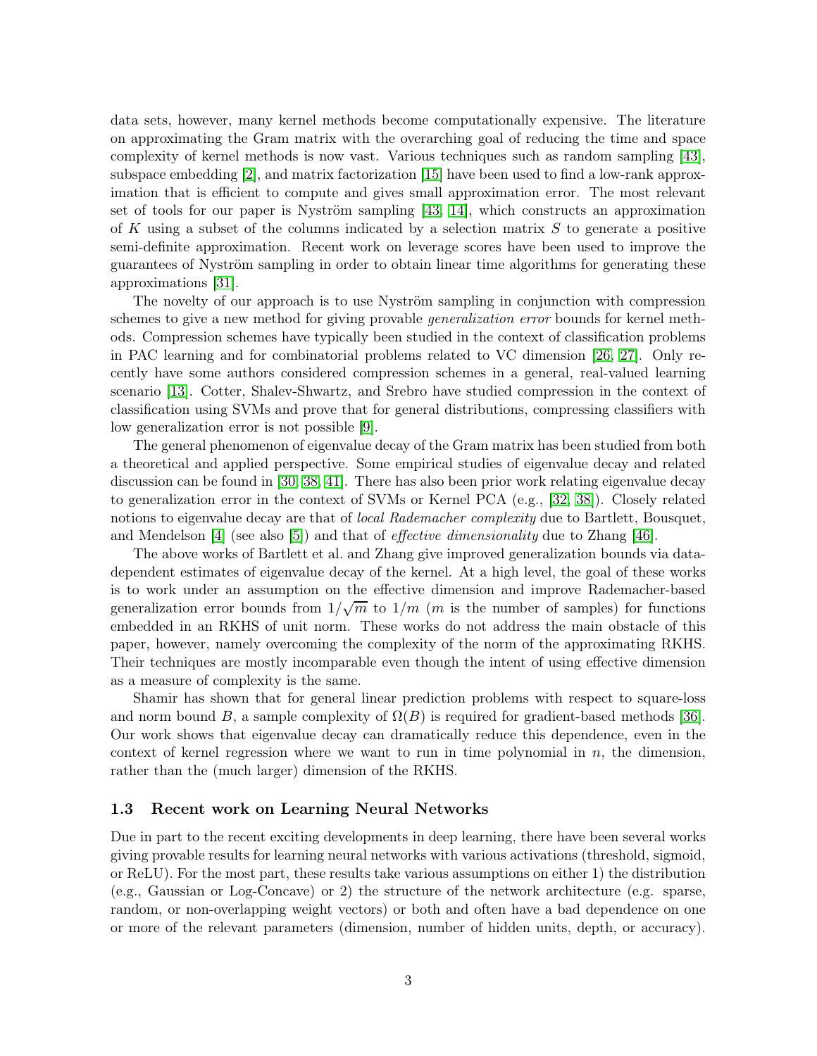data sets, however, many kernel methods become computationally expensive. The literature on approximating the Gram matrix with the overarching goal of reducing the time and space complexity of kernel methods is now vast. Various techniques such as random sampling [43], subspace embedding [2], and matrix factorization [15] have been used to find a low-rank approximation that is efficient to compute and gives small approximation error. The most relevant set of tools for our paper is Nyström sampling [43, 14], which constructs an approximation of $K$ using a subset of the columns indicated by a selection matrix $S$ to generate a positive semi-definite approximation. Recent work on leverage scores have been used to improve the guarantees of Nyström sampling in order to obtain linear time algorithms for generating these approximations [31].

The novelty of our approach is to use Nyström sampling in conjunction with compression schemes to give a new method for giving provable *generalization error* bounds for kernel methods. Compression schemes have typically been studied in the context of classification problems in PAC learning and for combinatorial problems related to VC dimension [26, 27]. Only recently have some authors considered compression schemes in a general, real-valued learning scenario [13]. Cotter, Shalev-Shwartz, and Srebro have studied compression in the context of classification using SVMs and prove that for general distributions, compressing classifiers with low generalization error is not possible [9].

The general phenomenon of eigenvalue decay of the Gram matrix has been studied from both a theoretical and applied perspective. Some empirical studies of eigenvalue decay and related discussion can be found in [30, 38, 41]. There has also been prior work relating eigenvalue decay to generalization error in the context of SVMs or Kernel PCA (e.g., [32, 38]). Closely related notions to eigenvalue decay are that of *local Rademacher complexity* due to Bartlett, Bousquet, and Mendelson [4] (see also [5]) and that of *effective dimensionality* due to Zhang [46].

The above works of Bartlett et al. and Zhang give improved generalization bounds via data-dependent estimates of eigenvalue decay of the kernel. At a high level, the goal of these works is to work under an assumption on the effective dimension and improve Rademacher-based generalization error bounds from $1/\sqrt{m}$ to $1/m$ ($m$ is the number of samples) for functions embedded in an RKHS of unit norm. These works do not address the main obstacle of this paper, however, namely overcoming the complexity of the norm of the approximating RKHS. Their techniques are mostly incomparable even though the intent of using effective dimension as a measure of complexity is the same.

Shamir has shown that for general linear prediction problems with respect to square-loss and norm bound $B$, a sample complexity of $\Omega(B)$ is required for gradient-based methods [36]. Our work shows that eigenvalue decay can dramatically reduce this dependence, even in the context of kernel regression where we want to run in time polynomial in $n$, the dimension, rather than the (much larger) dimension of the RKHS.

### 1.3 Recent work on Learning Neural Networks

Due in part to the recent exciting developments in deep learning, there have been several works giving provable results for learning neural networks with various activations (threshold, sigmoid, or ReLU). For the most part, these results take various assumptions on either 1) the distribution (e.g., Gaussian or Log-Concave) or 2) the structure of the network architecture (e.g. sparse, random, or non-overlapping weight vectors) or both and often have a bad dependence on one or more of the relevant parameters (dimension, number of hidden units, depth, or accuracy).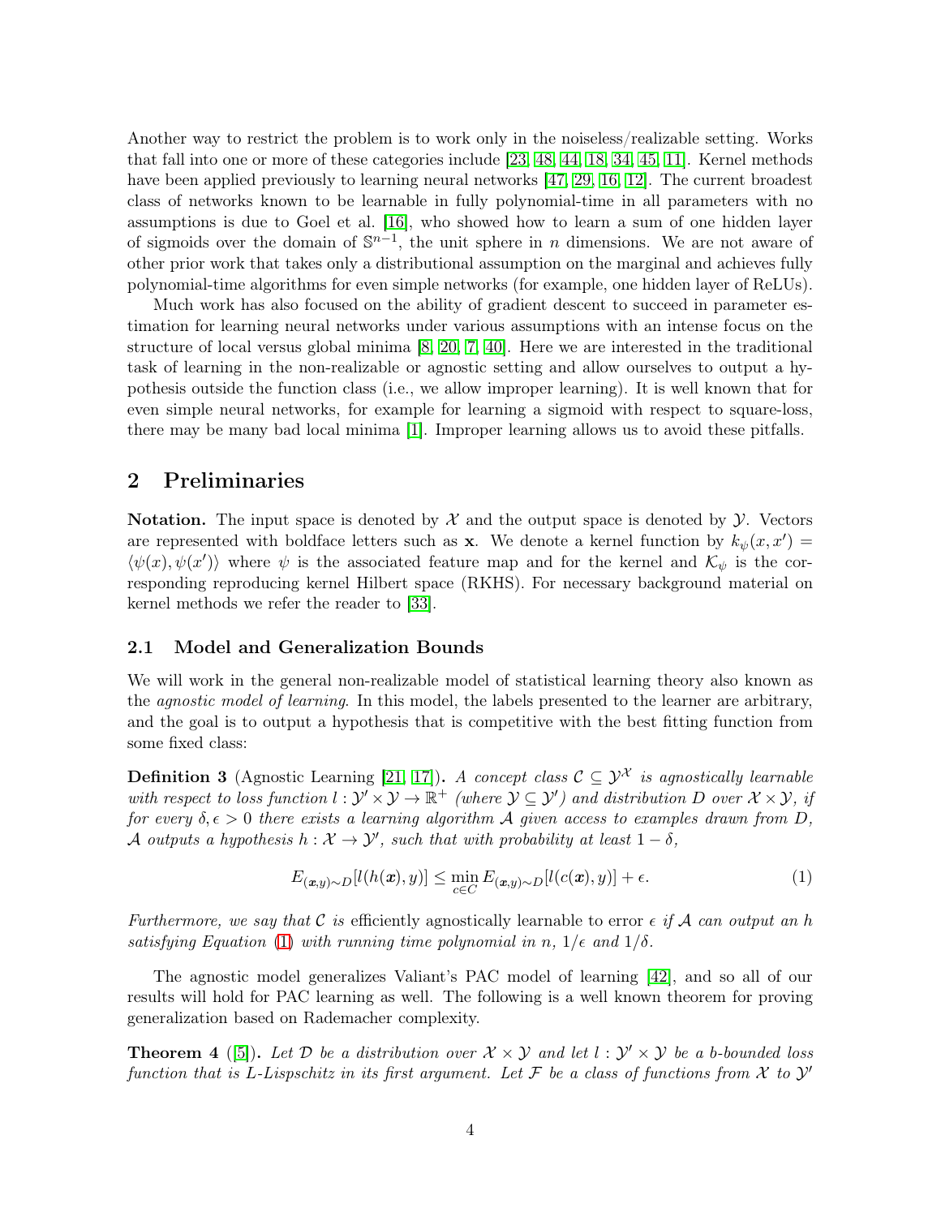Another way to restrict the problem is to work only in the noiseless/realizable setting. Works that fall into one or more of these categories include [23, 48, 44, 18, 34, 45, 11]. Kernel methods have been applied previously to learning neural networks [47, 29, 16, 12]. The current broadest class of networks known to be learnable in fully polynomial-time in all parameters with no assumptions is due to Goel et al. [16], who showed how to learn a sum of one hidden layer of sigmoids over the domain of $\mathbb{S}^{n-1}$, the unit sphere in $n$ dimensions. We are not aware of other prior work that takes only a distributional assumption on the marginal and achieves fully polynomial-time algorithms for even simple networks (for example, one hidden layer of ReLUs).

Much work has also focused on the ability of gradient descent to succeed in parameter estimation for learning neural networks under various assumptions with an intense focus on the structure of local versus global minima [8, 20, 7, 40]. Here we are interested in the traditional task of learning in the non-realizable or agnostic setting and allow ourselves to output a hypothesis outside the function class (i.e., we allow improper learning). It is well known that for even simple neural networks, for example for learning a sigmoid with respect to square-loss, there may be many bad local minima [1]. Improper learning allows us to avoid these pitfalls.

## 2 Preliminaries

**Notation.** The input space is denoted by $\mathcal{X}$ and the output space is denoted by $\mathcal{Y}$. Vectors are represented with boldface letters such as $\mathbf{x}$. We denote a kernel function by $k_\psi(x, x') = \langle \psi(x), \psi(x') \rangle$ where $\psi$ is the associated feature map and for the kernel and $\mathcal{K}_\psi$ is the corresponding reproducing kernel Hilbert space (RKHS). For necessary background material on kernel methods we refer the reader to [33].

### 2.1 Model and Generalization Bounds

We will work in the general non-realizable model of statistical learning theory also known as the *agnostic model of learning*. In this model, the labels presented to the learner are arbitrary, and the goal is to output a hypothesis that is competitive with the best fitting function from some fixed class:

**Definition 3** (Agnostic Learning [21, 17]). *A concept class $\mathcal{C} \subseteq \mathcal{Y}^{\mathcal{X}}$ is agnostically learnable with respect to loss function $l : \mathcal{Y}' \times \mathcal{Y} \to \mathbb{R}^+$ (where $\mathcal{Y} \subseteq \mathcal{Y}'$) and distribution $D$ over $\mathcal{X} \times \mathcal{Y}$, if for every $\delta, \epsilon > 0$ there exists a learning algorithm $\mathcal{A}$ given access to examples drawn from $D$, $\mathcal{A}$ outputs a hypothesis $h : \mathcal{X} \to \mathcal{Y}'$, such that with probability at least $1 - \delta$,*

$$E_{(\boldsymbol{x},y)\sim D}[l(h(\boldsymbol{x}), y)] \leq \min_{c \in C} E_{(\boldsymbol{x},y)\sim D}[l(c(\boldsymbol{x}), y)] + \epsilon. \tag{1}$$

*Furthermore, we say that $\mathcal{C}$ is* efficiently agnostically learnable to error $\epsilon$ *if $\mathcal{A}$ can output an $h$ satisfying Equation (1) with running time polynomial in $n$, $1/\epsilon$ and $1/\delta$.*

The agnostic model generalizes Valiant's PAC model of learning [42], and so all of our results will hold for PAC learning as well. The following is a well known theorem for proving generalization based on Rademacher complexity.

**Theorem 4** ([5]). *Let $\mathcal{D}$ be a distribution over $\mathcal{X} \times \mathcal{Y}$ and let $l : \mathcal{Y}' \times \mathcal{Y}$ be a $b$-bounded loss function that is $L$-Lispschitz in its first argument. Let $\mathcal{F}$ be a class of functions from $\mathcal{X}$ to $\mathcal{Y}'$*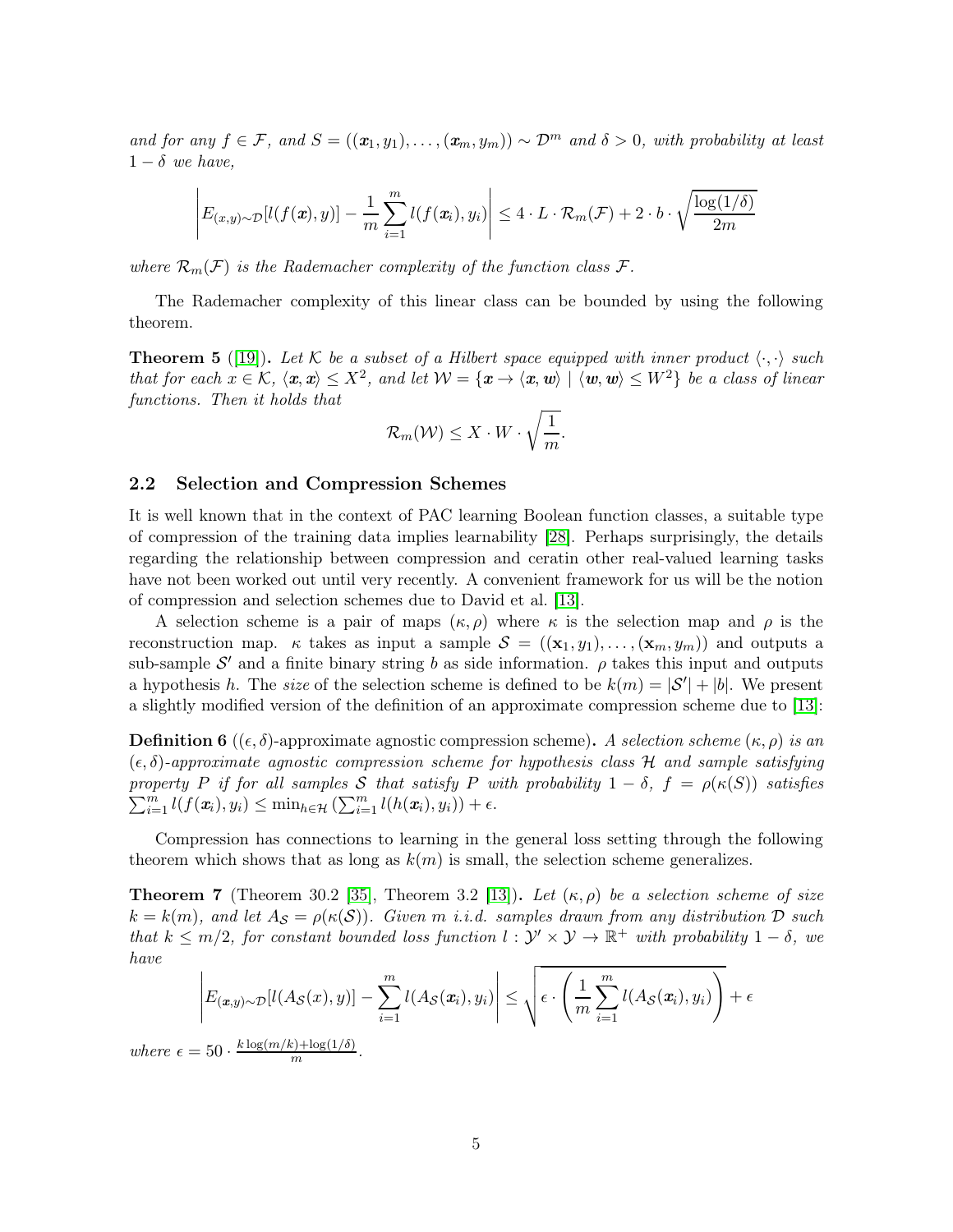*and for any* $f \in \mathcal{F}$*, and* $S = ((\boldsymbol{x}_1, y_1), \ldots, (\boldsymbol{x}_m, y_m)) \sim \mathcal{D}^m$ *and* $\delta > 0$*, with probability at least* $1 - \delta$ *we have,*

$$\left| E_{(x,y)\sim\mathcal{D}}[l(f(\boldsymbol{x}), y)] - \frac{1}{m}\sum_{i=1}^{m} l(f(\boldsymbol{x}_i), y_i) \right| \leq 4 \cdot L \cdot \mathcal{R}_m(\mathcal{F}) + 2 \cdot b \cdot \sqrt{\frac{\log(1/\delta)}{2m}}$$

*where* $\mathcal{R}_m(\mathcal{F})$ *is the Rademacher complexity of the function class* $\mathcal{F}$*.*

The Rademacher complexity of this linear class can be bounded by using the following theorem.

**Theorem 5** ([19])**.** *Let* $\mathcal{K}$ *be a subset of a Hilbert space equipped with inner product* $\langle \cdot, \cdot \rangle$ *such that for each* $x \in \mathcal{K}$*,* $\langle \boldsymbol{x}, \boldsymbol{x} \rangle \leq X^2$*, and let* $\mathcal{W} = \{\boldsymbol{x} \to \langle \boldsymbol{x}, \boldsymbol{w} \rangle \mid \langle \boldsymbol{w}, \boldsymbol{w} \rangle \leq W^2\}$ *be a class of linear functions. Then it holds that*

$$\mathcal{R}_m(\mathcal{W}) \leq X \cdot W \cdot \sqrt{\frac{1}{m}}.$$

### 2.2 Selection and Compression Schemes

It is well known that in the context of PAC learning Boolean function classes, a suitable type of compression of the training data implies learnability [28]. Perhaps surprisingly, the details regarding the relationship between compression and ceratin other real-valued learning tasks have not been worked out until very recently. A convenient framework for us will be the notion of compression and selection schemes due to David et al. [13].

A selection scheme is a pair of maps $(\kappa, \rho)$ where $\kappa$ is the selection map and $\rho$ is the reconstruction map. $\kappa$ takes as input a sample $\mathcal{S} = ((\mathbf{x}_1, y_1), \ldots, (\mathbf{x}_m, y_m))$ and outputs a sub-sample $\mathcal{S}'$ and a finite binary string $b$ as side information. $\rho$ takes this input and outputs a hypothesis $h$. The *size* of the selection scheme is defined to be $k(m) = |\mathcal{S}'| + |b|$. We present a slightly modified version of the definition of an approximate compression scheme due to [13]:

**Definition 6** ($(\epsilon, \delta)$-approximate agnostic compression scheme)**.** *A selection scheme* $(\kappa, \rho)$ *is an* $(\epsilon, \delta)$*-approximate agnostic compression scheme for hypothesis class* $\mathcal{H}$ *and sample satisfying property* $P$ *if for all samples* $\mathcal{S}$ *that satisfy* $P$ *with probability* $1 - \delta$*,* $f = \rho(\kappa(S))$ *satisfies* $\sum_{i=1}^{m} l(f(\boldsymbol{x}_i), y_i) \leq \min_{h \in \mathcal{H}} \left( \sum_{i=1}^{m} l(h(\boldsymbol{x}_i), y_i) \right) + \epsilon$*.*

Compression has connections to learning in the general loss setting through the following theorem which shows that as long as $k(m)$ is small, the selection scheme generalizes.

**Theorem 7** (Theorem 30.2 [35], Theorem 3.2 [13])**.** *Let* $(\kappa, \rho)$ *be a selection scheme of size* $k = k(m)$*, and let* $A_{\mathcal{S}} = \rho(\kappa(\mathcal{S}))$*. Given* $m$ *i.i.d. samples drawn from any distribution* $\mathcal{D}$ *such that* $k \leq m/2$*, for constant bounded loss function* $l : \mathcal{Y}' \times \mathcal{Y} \to \mathbb{R}^+$ *with probability* $1 - \delta$*, we have*

$$\left| E_{(\boldsymbol{x},y)\sim\mathcal{D}}[l(A_{\mathcal{S}}(x), y)] - \sum_{i=1}^{m} l(A_{\mathcal{S}}(\boldsymbol{x}_i), y_i) \right| \leq \sqrt{\epsilon \cdot \left( \frac{1}{m} \sum_{i=1}^{m} l(A_{\mathcal{S}}(\boldsymbol{x}_i), y_i) \right)} + \epsilon$$

*where* $\epsilon = 50 \cdot \frac{k \log(m/k) + \log(1/\delta)}{m}$*.*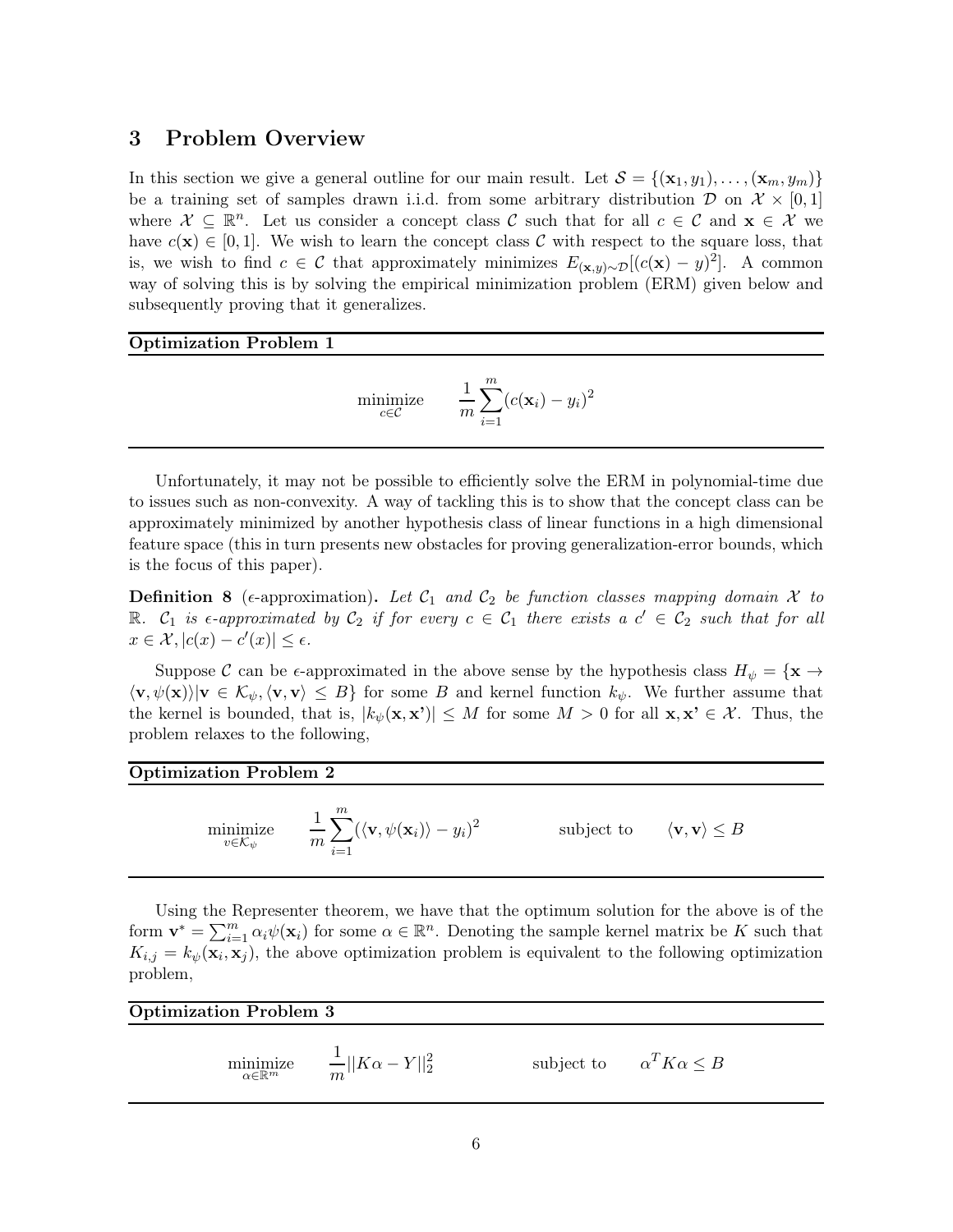## 3 Problem Overview

In this section we give a general outline for our main result. Let $\mathcal{S} = \{(\mathbf{x}_1, y_1), \ldots, (\mathbf{x}_m, y_m)\}$ be a training set of samples drawn i.i.d. from some arbitrary distribution $\mathcal{D}$ on $\mathcal{X} \times [0,1]$ where $\mathcal{X} \subseteq \mathbb{R}^n$. Let us consider a concept class $\mathcal{C}$ such that for all $c \in \mathcal{C}$ and $\mathbf{x} \in \mathcal{X}$ we have $c(\mathbf{x}) \in [0,1]$. We wish to learn the concept class $\mathcal{C}$ with respect to the square loss, that is, we wish to find $c \in \mathcal{C}$ that approximately minimizes $E_{(\mathbf{x},y)\sim\mathcal{D}}[(c(\mathbf{x}) - y)^2]$. A common way of solving this is by solving the empirical minimization problem (ERM) given below and subsequently proving that it generalizes.

**Optimization Problem 1**

$$\underset{c \in \mathcal{C}}{\text{minimize}} \qquad \frac{1}{m}\sum_{i=1}^{m}(c(\mathbf{x}_i) - y_i)^2$$

Unfortunately, it may not be possible to efficiently solve the ERM in polynomial-time due to issues such as non-convexity. A way of tackling this is to show that the concept class can be approximately minimized by another hypothesis class of linear functions in a high dimensional feature space (this in turn presents new obstacles for proving generalization-error bounds, which is the focus of this paper).

**Definition 8** ($\epsilon$-approximation)**.** *Let $\mathcal{C}_1$ and $\mathcal{C}_2$ be function classes mapping domain $\mathcal{X}$ to $\mathbb{R}$. $\mathcal{C}_1$ is $\epsilon$-approximated by $\mathcal{C}_2$ if for every $c \in \mathcal{C}_1$ there exists a $c' \in \mathcal{C}_2$ such that for all $x \in \mathcal{X}, |c(x) - c'(x)| \leq \epsilon$.*

Suppose $\mathcal{C}$ can be $\epsilon$-approximated in the above sense by the hypothesis class $H_\psi = \{\mathbf{x} \to \langle \mathbf{v}, \psi(\mathbf{x})\rangle | \mathbf{v} \in \mathcal{K}_\psi, \langle \mathbf{v}, \mathbf{v}\rangle \leq B\}$ for some $B$ and kernel function $k_\psi$. We further assume that the kernel is bounded, that is, $|k_\psi(\mathbf{x}, \mathbf{x'})| \leq M$ for some $M > 0$ for all $\mathbf{x}, \mathbf{x'} \in \mathcal{X}$. Thus, the problem relaxes to the following,

**Optimization Problem 2**

$$\underset{v \in \mathcal{K}_\psi}{\text{minimize}} \qquad \frac{1}{m}\sum_{i=1}^{m}(\langle \mathbf{v}, \psi(\mathbf{x}_i)\rangle - y_i)^2 \qquad\qquad \text{subject to} \qquad \langle \mathbf{v}, \mathbf{v}\rangle \leq B$$

Using the Representer theorem, we have that the optimum solution for the above is of the form $\mathbf{v}^* = \sum_{i=1}^{m} \alpha_i \psi(\mathbf{x}_i)$ for some $\alpha \in \mathbb{R}^n$. Denoting the sample kernel matrix be $K$ such that $K_{i,j} = k_\psi(\mathbf{x}_i, \mathbf{x}_j)$, the above optimization problem is equivalent to the following optimization problem,

**Optimization Problem 3**

$$\underset{\alpha \in \mathbb{R}^m}{\text{minimize}} \qquad \frac{1}{m}||K\alpha - Y||_2^2 \qquad\qquad \text{subject to} \qquad \alpha^T K \alpha \leq B$$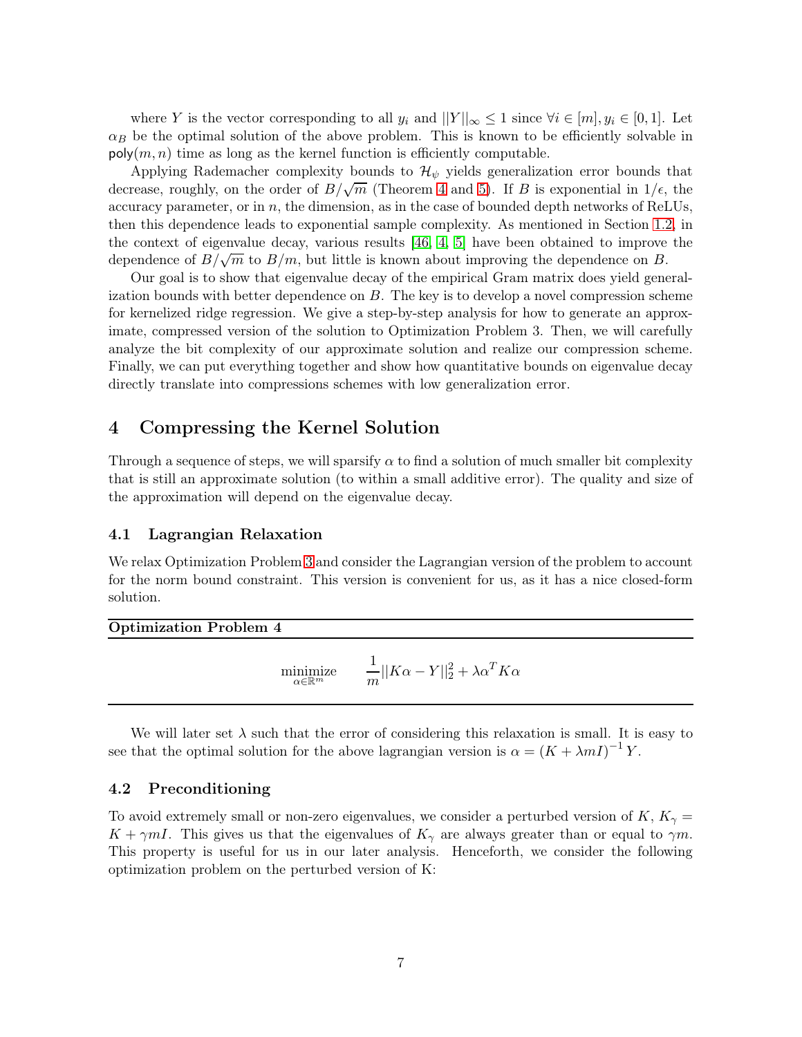where $Y$ is the vector corresponding to all $y_i$ and $||Y||_\infty \leq 1$ since $\forall i \in [m], y_i \in [0,1]$. Let $\alpha_B$ be the optimal solution of the above problem. This is known to be efficiently solvable in $\mathsf{poly}(m,n)$ time as long as the kernel function is efficiently computable.

Applying Rademacher complexity bounds to $\mathcal{H}_\psi$ yields generalization error bounds that decrease, roughly, on the order of $B/\sqrt{m}$ (Theorem 4 and 5). If $B$ is exponential in $1/\epsilon$, the accuracy parameter, or in $n$, the dimension, as in the case of bounded depth networks of ReLUs, then this dependence leads to exponential sample complexity. As mentioned in Section 1.2, in the context of eigenvalue decay, various results [46, 4, 5] have been obtained to improve the dependence of $B/\sqrt{m}$ to $B/m$, but little is known about improving the dependence on $B$.

Our goal is to show that eigenvalue decay of the empirical Gram matrix does yield generalization bounds with better dependence on $B$. The key is to develop a novel compression scheme for kernelized ridge regression. We give a step-by-step analysis for how to generate an approximate, compressed version of the solution to Optimization Problem 3. Then, we will carefully analyze the bit complexity of our approximate solution and realize our compression scheme. Finally, we can put everything together and show how quantitative bounds on eigenvalue decay directly translate into compressions schemes with low generalization error.

## 4 Compressing the Kernel Solution

Through a sequence of steps, we will sparsify $\alpha$ to find a solution of much smaller bit complexity that is still an approximate solution (to within a small additive error). The quality and size of the approximation will depend on the eigenvalue decay.

### 4.1 Lagrangian Relaxation

We relax Optimization Problem 3 and consider the Lagrangian version of the problem to account for the norm bound constraint. This version is convenient for us, as it has a nice closed-form solution.

**Optimization Problem 4**

$$\underset{\alpha \in \mathbb{R}^m}{\text{minimize}} \qquad \frac{1}{m}||K\alpha - Y||_2^2 + \lambda \alpha^T K \alpha$$

We will later set $\lambda$ such that the error of considering this relaxation is small. It is easy to see that the optimal solution for the above lagrangian version is $\alpha = (K + \lambda m I)^{-1} Y$.

### 4.2 Preconditioning

To avoid extremely small or non-zero eigenvalues, we consider a perturbed version of $K$, $K_\gamma = K + \gamma m I$. This gives us that the eigenvalues of $K_\gamma$ are always greater than or equal to $\gamma m$. This property is useful for us in our later analysis. Henceforth, we consider the following optimization problem on the perturbed version of K: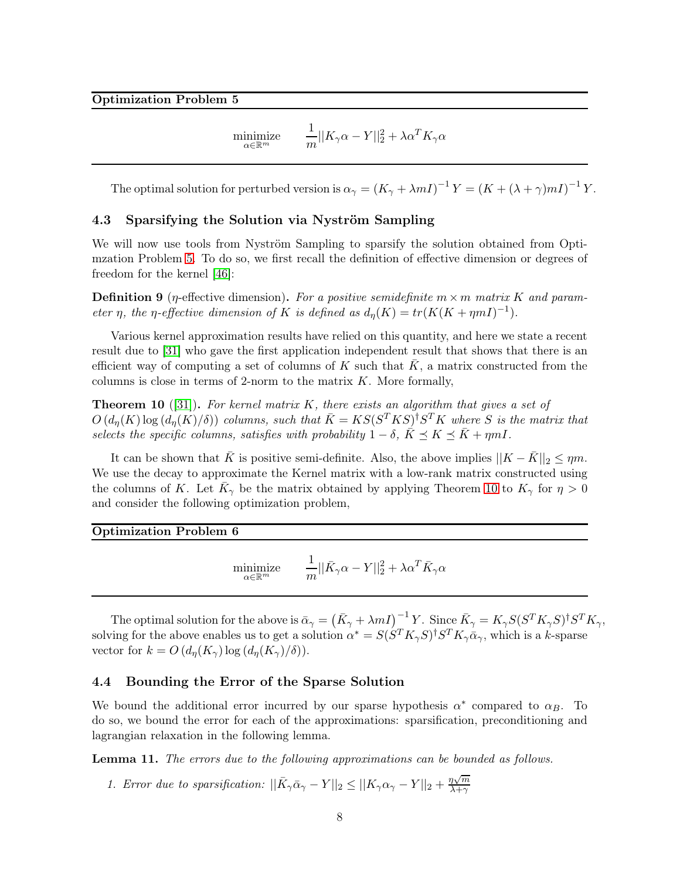**Optimization Problem 5**

$$\underset{\alpha\in\mathbb{R}^m}{\text{minimize}} \qquad \frac{1}{m}||K_\gamma\alpha - Y||_2^2 + \lambda\alpha^T K_\gamma \alpha$$

The optimal solution for perturbed version is $\alpha_\gamma = (K_\gamma + \lambda m I)^{-1} Y = (K + (\lambda+\gamma)mI)^{-1} Y$.

### 4.3 Sparsifying the Solution via Nyström Sampling

We will now use tools from Nyström Sampling to sparsify the solution obtained from Optimzation Problem 5. To do so, we first recall the definition of effective dimension or degrees of freedom for the kernel [46]:

**Definition 9** ($\eta$-effective dimension)**.** *For a positive semidefinite $m \times m$ matrix $K$ and parameter $\eta$, the $\eta$-effective dimension of $K$ is defined as $d_\eta(K) = tr(K(K+\eta m I)^{-1})$.*

Various kernel approximation results have relied on this quantity, and here we state a recent result due to [31] who gave the first application independent result that shows that there is an efficient way of computing a set of columns of $K$ such that $\bar{K}$, a matrix constructed from the columns is close in terms of 2-norm to the matrix $K$. More formally,

**Theorem 10** ([31])**.** *For kernel matrix $K$, there exists an algorithm that gives a set of $O\left(d_\eta(K)\log\left(d_\eta(K)/\delta\right)\right)$ columns, such that $\bar{K} = KS(S^TKS)^\dagger S^TK$ where $S$ is the matrix that selects the specific columns, satisfies with probability $1-\delta$, $\bar{K} \preceq K \preceq \bar{K} + \eta m I$.*

It can be shown that $\bar{K}$ is positive semi-definite. Also, the above implies $||K - \bar{K}||_2 \le \eta m$. We use the decay to approximate the Kernel matrix with a low-rank matrix constructed using the columns of $K$. Let $\bar{K}_\gamma$ be the matrix obtained by applying Theorem 10 to $K_\gamma$ for $\eta > 0$ and consider the following optimization problem,

**Optimization Problem 6**

$$\underset{\alpha\in\mathbb{R}^m}{\text{minimize}} \qquad \frac{1}{m}||\bar{K}_\gamma\alpha - Y||_2^2 + \lambda\alpha^T \bar{K}_\gamma \alpha$$

The optimal solution for the above is $\bar{\alpha}_\gamma = \left(\bar{K}_\gamma + \lambda m I\right)^{-1} Y$. Since $\bar{K}_\gamma = K_\gamma S(S^TK_\gamma S)^\dagger S^T K_\gamma$, solving for the above enables us to get a solution $\alpha^* = S(S^TK_\gamma S)^\dagger S^T K_\gamma \bar{\alpha}_\gamma$, which is a $k$-sparse vector for $k = O\left(d_\eta(K_\gamma)\log\left(d_\eta(K_\gamma)/\delta\right)\right)$.

### 4.4 Bounding the Error of the Sparse Solution

We bound the additional error incurred by our sparse hypothesis $\alpha^*$ compared to $\alpha_B$. To do so, we bound the error for each of the approximations: sparsification, preconditioning and lagrangian relaxation in the following lemma.

**Lemma 11.** *The errors due to the following approximations can be bounded as follows.*

1. *Error due to sparsification: $||\bar{K}_\gamma\bar{\alpha}_\gamma - Y||_2 \le ||K_\gamma\alpha_\gamma - Y||_2 + \frac{\eta\sqrt{m}}{\lambda+\gamma}$*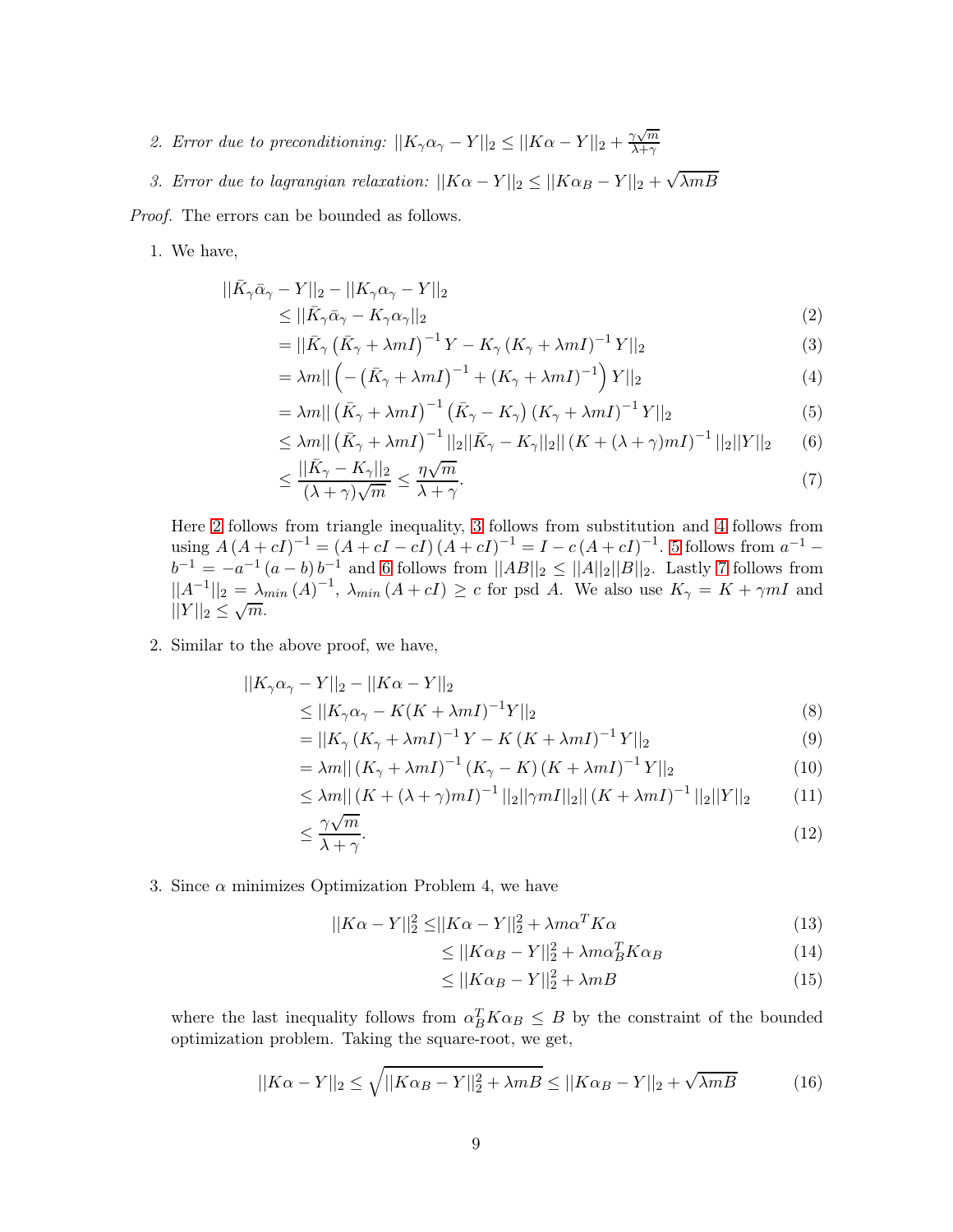2. *Error due to preconditioning:* $||K_\gamma \alpha_\gamma - Y||_2 \leq ||K\alpha - Y||_2 + \frac{\gamma\sqrt{m}}{\lambda+\gamma}$

3. *Error due to lagrangian relaxation:* $||K\alpha - Y||_2 \leq ||K\alpha_B - Y||_2 + \sqrt{\lambda m B}$

*Proof.* The errors can be bounded as follows.

1. We have,

$$
\begin{aligned}
&||\bar{K}_\gamma \bar{\alpha}_\gamma - Y||_2 - ||K_\gamma \alpha_\gamma - Y||_2 \\
&\quad \leq ||\bar{K}_\gamma \bar{\alpha}_\gamma - K_\gamma \alpha_\gamma||_2 && (2)\\
&\quad = ||\bar{K}_\gamma \left(\bar{K}_\gamma + \lambda m I\right)^{-1} Y - K_\gamma \left(K_\gamma + \lambda m I\right)^{-1} Y||_2 && (3)\\
&\quad = \lambda m || \left( -\left(\bar{K}_\gamma + \lambda m I\right)^{-1} + \left(K_\gamma + \lambda m I\right)^{-1} \right) Y||_2 && (4)\\
&\quad = \lambda m || \left(\bar{K}_\gamma + \lambda m I\right)^{-1} \left(\bar{K}_\gamma - K_\gamma\right) \left(K_\gamma + \lambda m I\right)^{-1} Y||_2 && (5)\\
&\quad \leq \lambda m || \left(\bar{K}_\gamma + \lambda m I\right)^{-1} ||_2 ||\bar{K}_\gamma - K_\gamma||_2 || \left(K + (\lambda+\gamma) m I\right)^{-1} ||_2 ||Y||_2 && (6)\\
&\quad \leq \frac{||\bar{K}_\gamma - K_\gamma||_2}{(\lambda+\gamma)\sqrt{m}} \leq \frac{\eta\sqrt{m}}{\lambda+\gamma}. && (7)
\end{aligned}
$$

Here 2 follows from triangle inequality, 3 follows from substitution and 4 follows from using $A\left(A+cI\right)^{-1} = \left(A + cI - cI\right)\left(A+cI\right)^{-1} = I - c\left(A+cI\right)^{-1}$. 5 follows from $a^{-1} - b^{-1} = -a^{-1}\left(a-b\right)b^{-1}$ and 6 follows from $||AB||_2 \leq ||A||_2 ||B||_2$. Lastly 7 follows from $||A^{-1}||_2 = \lambda_{min}\left(A\right)^{-1}$, $\lambda_{min}\left(A + cI\right) \geq c$ for psd $A$. We also use $K_\gamma = K + \gamma m I$ and $||Y||_2 \leq \sqrt{m}$.

2. Similar to the above proof, we have,

$$
\begin{aligned}
&||K_\gamma \alpha_\gamma - Y||_2 - ||K\alpha - Y||_2 \\
&\quad \leq ||K_\gamma \alpha_\gamma - K(K+\lambda m I)^{-1} Y||_2 && (8)\\
&\quad = ||K_\gamma \left(K_\gamma + \lambda m I\right)^{-1} Y - K\left(K + \lambda m I\right)^{-1} Y||_2 && (9)\\
&\quad = \lambda m || \left(K_\gamma + \lambda m I\right)^{-1} \left(K_\gamma - K\right) \left(K + \lambda m I\right)^{-1} Y||_2 && (10)\\
&\quad \leq \lambda m || \left(K + (\lambda+\gamma) m I\right)^{-1} ||_2 ||\gamma m I||_2 || \left(K + \lambda m I\right)^{-1} ||_2 ||Y||_2 && (11)\\
&\quad \leq \frac{\gamma\sqrt{m}}{\lambda+\gamma}. && (12)
\end{aligned}
$$

3. Since $\alpha$ minimizes Optimization Problem 4, we have

$$
\begin{aligned}
||K\alpha - Y||_2^2 &\leq ||K\alpha - Y||_2^2 + \lambda m \alpha^T K \alpha && (13)\\
&\leq ||K\alpha_B - Y||_2^2 + \lambda m \alpha_B^T K \alpha_B && (14)\\
&\leq ||K\alpha_B - Y||_2^2 + \lambda m B && (15)
\end{aligned}
$$

where the last inequality follows from $\alpha_B^T K \alpha_B \leq B$ by the constraint of the bounded optimization problem. Taking the square-root, we get,

$$
||K\alpha - Y||_2 \leq \sqrt{||K\alpha_B - Y||_2^2 + \lambda m B} \leq ||K\alpha_B - Y||_2 + \sqrt{\lambda m B} \qquad (16)
$$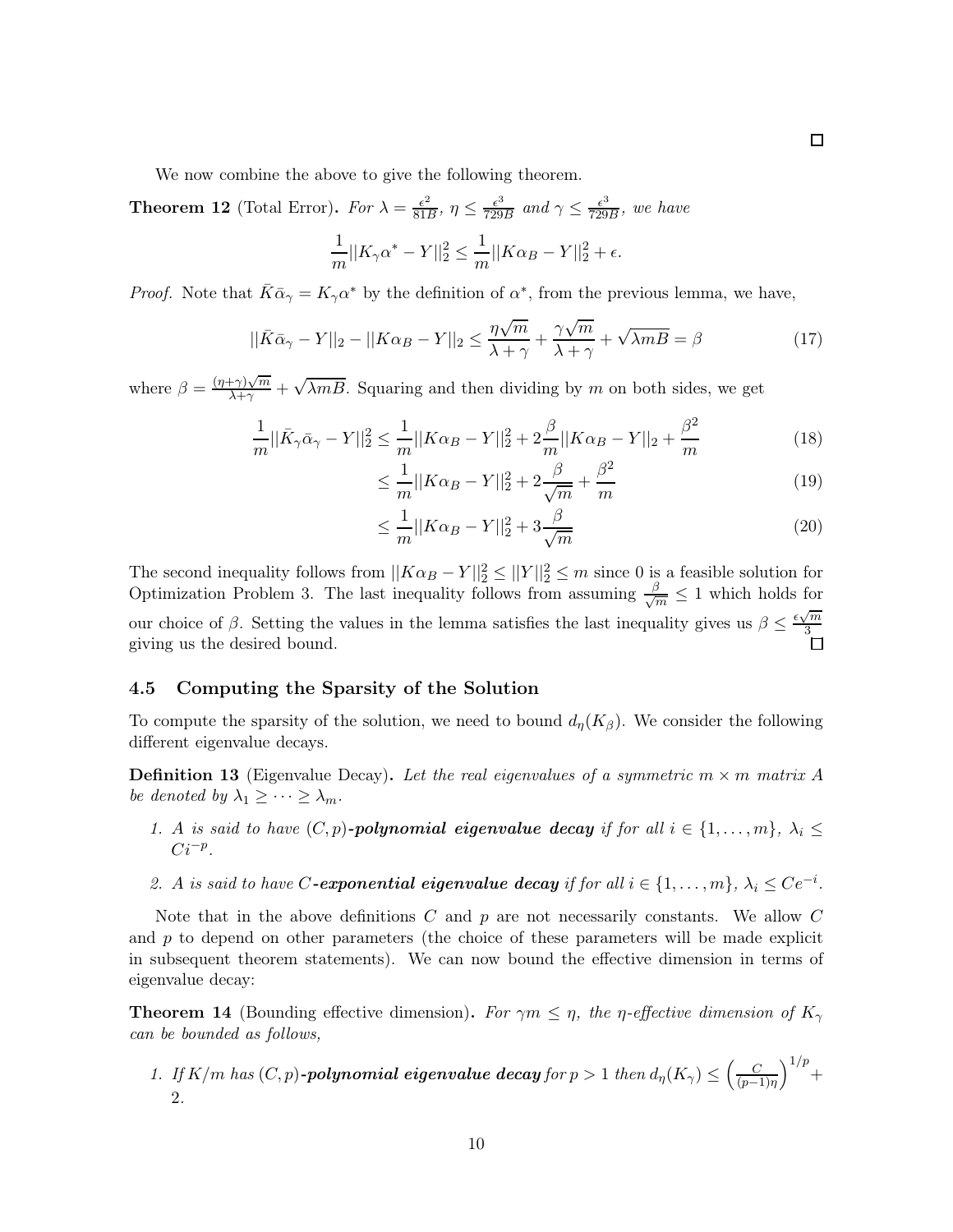□

We now combine the above to give the following theorem.

**Theorem 12** (Total Error)**.** *For $\lambda = \frac{\epsilon^2}{81B}$, $\eta \leq \frac{\epsilon^3}{729B}$ and $\gamma \leq \frac{\epsilon^3}{729B}$, we have*

$$\frac{1}{m}||K_\gamma \alpha^* - Y||_2^2 \leq \frac{1}{m}||K\alpha_B - Y||_2^2 + \epsilon.$$

*Proof.* Note that $\bar{K}\bar{\alpha}_\gamma = K_\gamma \alpha^*$ by the definition of $\alpha^*$, from the previous lemma, we have,

$$||\bar{K}\bar{\alpha}_\gamma - Y||_2 - ||K\alpha_B - Y||_2 \leq \frac{\eta\sqrt{m}}{\lambda + \gamma} + \frac{\gamma\sqrt{m}}{\lambda + \gamma} + \sqrt{\lambda m B} = \beta \tag{17}$$

where $\beta = \frac{(\eta+\gamma)\sqrt{m}}{\lambda+\gamma} + \sqrt{\lambda m B}$. Squaring and then dividing by $m$ on both sides, we get

$$\frac{1}{m}||\bar{K}_\gamma\bar{\alpha}_\gamma - Y||_2^2 \leq \frac{1}{m}||K\alpha_B - Y||_2^2 + 2\frac{\beta}{m}||K\alpha_B - Y||_2 + \frac{\beta^2}{m} \tag{18}$$

$$\leq \frac{1}{m}||K\alpha_B - Y||_2^2 + 2\frac{\beta}{\sqrt{m}} + \frac{\beta^2}{m} \tag{19}$$

$$\leq \frac{1}{m}||K\alpha_B - Y||_2^2 + 3\frac{\beta}{\sqrt{m}} \tag{20}$$

The second inequality follows from $||K\alpha_B - Y||_2^2 \leq ||Y||_2^2 \leq m$ since 0 is a feasible solution for Optimization Problem 3. The last inequality follows from assuming $\frac{\beta}{\sqrt{m}} \leq 1$ which holds for our choice of $\beta$. Setting the values in the lemma satisfies the last inequality gives us $\beta \leq \frac{\epsilon\sqrt{m}}{3}$ giving us the desired bound. □

### 4.5 Computing the Sparsity of the Solution

To compute the sparsity of the solution, we need to bound $d_\eta(K_\beta)$. We consider the following different eigenvalue decays.

**Definition 13** (Eigenvalue Decay)**.** *Let the real eigenvalues of a symmetric $m \times m$ matrix $A$ be denoted by $\lambda_1 \geq \cdots \geq \lambda_m$.*

1. *$A$ is said to have $(C, p)$-**polynomial eigenvalue decay** if for all $i \in \{1, \ldots, m\}$, $\lambda_i \leq Ci^{-p}$.*
2. *$A$ is said to have $C$-**exponential eigenvalue decay** if for all $i \in \{1, \ldots, m\}$, $\lambda_i \leq Ce^{-i}$.*

Note that in the above definitions $C$ and $p$ are not necessarily constants. We allow $C$ and $p$ to depend on other parameters (the choice of these parameters will be made explicit in subsequent theorem statements). We can now bound the effective dimension in terms of eigenvalue decay:

**Theorem 14** (Bounding effective dimension)**.** *For $\gamma m \leq \eta$, the $\eta$-effective dimension of $K_\gamma$ can be bounded as follows,*

1. *If $K/m$ has $(C, p)$-**polynomial eigenvalue decay** for $p > 1$ then $d_\eta(K_\gamma) \leq \left(\frac{C}{(p-1)\eta}\right)^{1/p} + 2$.*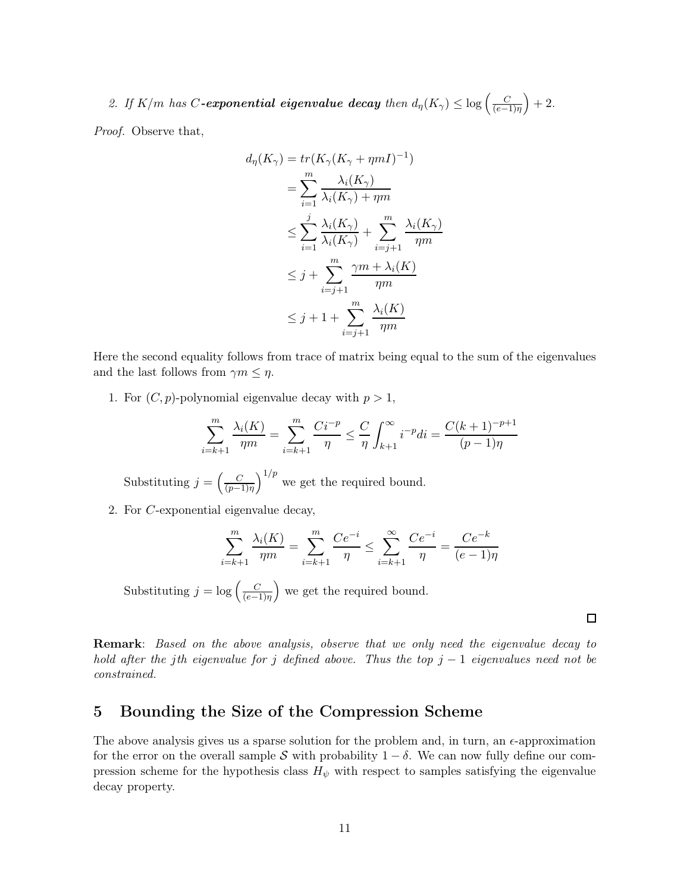2. *If $K/m$ has $C$-**exponential eigenvalue decay** then $d_\eta(K_\gamma) \leq \log\left(\frac{C}{(e-1)\eta}\right) + 2$.*

*Proof.* Observe that,

$$
\begin{aligned}
d_\eta(K_\gamma) &= tr(K_\gamma(K_\gamma + \eta m I)^{-1}) \\
&= \sum_{i=1}^{m} \frac{\lambda_i(K_\gamma)}{\lambda_i(K_\gamma) + \eta m} \\
&\leq \sum_{i=1}^{j} \frac{\lambda_i(K_\gamma)}{\lambda_i(K_\gamma)} + \sum_{i=j+1}^{m} \frac{\lambda_i(K_\gamma)}{\eta m} \\
&\leq j + \sum_{i=j+1}^{m} \frac{\gamma m + \lambda_i(K)}{\eta m} \\
&\leq j + 1 + \sum_{i=j+1}^{m} \frac{\lambda_i(K)}{\eta m}
\end{aligned}
$$

Here the second equality follows from trace of matrix being equal to the sum of the eigenvalues and the last follows from $\gamma m \leq \eta$.

1. For $(C, p)$-polynomial eigenvalue decay with $p > 1$,

$$\sum_{i=k+1}^{m} \frac{\lambda_i(K)}{\eta m} = \sum_{i=k+1}^{m} \frac{C i^{-p}}{\eta} \leq \frac{C}{\eta} \int_{k+1}^{\infty} i^{-p} di = \frac{C(k+1)^{-p+1}}{(p-1)\eta}$$

   Substituting $j = \left(\frac{C}{(p-1)\eta}\right)^{1/p}$ we get the required bound.

2. For $C$-exponential eigenvalue decay,

$$\sum_{i=k+1}^{m} \frac{\lambda_i(K)}{\eta m} = \sum_{i=k+1}^{m} \frac{C e^{-i}}{\eta} \leq \sum_{i=k+1}^{\infty} \frac{C e^{-i}}{\eta} = \frac{C e^{-k}}{(e-1)\eta}$$

   Substituting $j = \log\left(\frac{C}{(e-1)\eta}\right)$ we get the required bound.

□

**Remark**: *Based on the above analysis, observe that we only need the eigenvalue decay to hold after the $j$th eigenvalue for $j$ defined above. Thus the top $j - 1$ eigenvalues need not be constrained.*

## 5 Bounding the Size of the Compression Scheme

The above analysis gives us a sparse solution for the problem and, in turn, an $\epsilon$-approximation for the error on the overall sample $\mathcal{S}$ with probability $1 - \delta$. We can now fully define our compression scheme for the hypothesis class $H_\psi$ with respect to samples satisfying the eigenvalue decay property.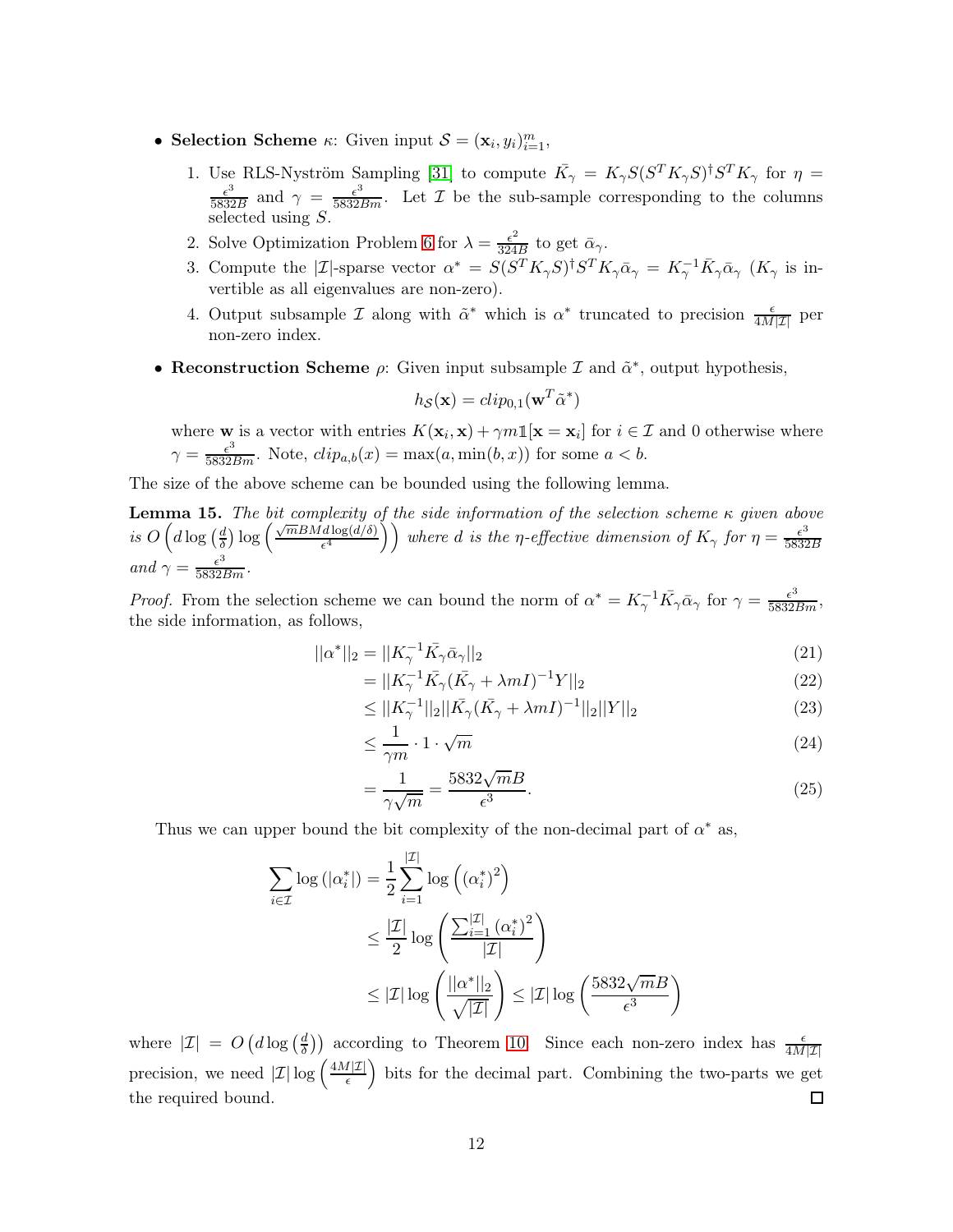- **Selection Scheme** $\kappa$: Given input $\mathcal{S} = (\mathbf{x}_i, y_i)_{i=1}^m$,

  1. Use RLS-Nyström Sampling [31] to compute $\bar{K_\gamma} = K_\gamma S(S^T K_\gamma S)^\dagger S^T K_\gamma$ for $\eta = \frac{\epsilon^3}{5832B}$ and $\gamma = \frac{\epsilon^3}{5832Bm}$. Let $\mathcal{I}$ be the sub-sample corresponding to the columns selected using $S$.
  2. Solve Optimization Problem 6 for $\lambda = \frac{\epsilon^2}{324B}$ to get $\bar{\alpha}_\gamma$.
  3. Compute the $|\mathcal{I}|$-sparse vector $\alpha^* = S(S^T K_\gamma S)^\dagger S^T K_\gamma \bar{\alpha}_\gamma = K_\gamma^{-1} \bar{K_\gamma} \bar{\alpha}_\gamma$ ($K_\gamma$ is invertible as all eigenvalues are non-zero).
  4. Output subsample $\mathcal{I}$ along with $\tilde{\alpha}^*$ which is $\alpha^*$ truncated to precision $\frac{\epsilon}{4M|\mathcal{I}|}$ per non-zero index.

- **Reconstruction Scheme** $\rho$: Given input subsample $\mathcal{I}$ and $\tilde{\alpha}^*$, output hypothesis,

$$h_{\mathcal{S}}(\mathbf{x}) = clip_{0,1}(\mathbf{w}^T \tilde{\alpha}^*)$$

  where $\mathbf{w}$ is a vector with entries $K(\mathbf{x}_i, \mathbf{x}) + \gamma m \mathbb{1}[\mathbf{x} = \mathbf{x}_i]$ for $i \in \mathcal{I}$ and 0 otherwise where $\gamma = \frac{\epsilon^3}{5832Bm}$. Note, $clip_{a,b}(x) = \max(a, \min(b, x))$ for some $a < b$.

The size of the above scheme can be bounded using the following lemma.

**Lemma 15.** *The bit complexity of the side information of the selection scheme $\kappa$ given above is $O\left(d \log\left(\frac{d}{\delta}\right) \log\left(\frac{\sqrt{m}BMd\log(d/\delta)}{\epsilon^4}\right)\right)$ where $d$ is the $\eta$-effective dimension of $K_\gamma$ for $\eta = \frac{\epsilon^3}{5832B}$ and $\gamma = \frac{\epsilon^3}{5832Bm}$.*

*Proof.* From the selection scheme we can bound the norm of $\alpha^* = K_\gamma^{-1} \bar{K_\gamma} \bar{\alpha}_\gamma$ for $\gamma = \frac{\epsilon^3}{5832Bm}$, the side information, as follows,

$$\begin{aligned}
||\alpha^*||_2 &= ||K_\gamma^{-1} \bar{K_\gamma} \bar{\alpha}_\gamma||_2 && (21)\\
&= ||K_\gamma^{-1} \bar{K_\gamma} (\bar{K_\gamma} + \lambda m I)^{-1} Y||_2 && (22)\\
&\leq ||K_\gamma^{-1}||_2 ||\bar{K_\gamma} (\bar{K_\gamma} + \lambda m I)^{-1}||_2 ||Y||_2 && (23)\\
&\leq \frac{1}{\gamma m} \cdot 1 \cdot \sqrt{m} && (24)\\
&= \frac{1}{\gamma \sqrt{m}} = \frac{5832\sqrt{m}B}{\epsilon^3}. && (25)
\end{aligned}$$

Thus we can upper bound the bit complexity of the non-decimal part of $\alpha^*$ as,

$$\begin{aligned}
\sum_{i \in \mathcal{I}} \log\left(|\alpha_i^*|\right) &= \frac{1}{2} \sum_{i=1}^{|\mathcal{I}|} \log\left((\alpha_i^*)^2\right)\\
&\leq \frac{|\mathcal{I}|}{2} \log\left(\frac{\sum_{i=1}^{|\mathcal{I}|} (\alpha_i^*)^2}{|\mathcal{I}|}\right)\\
&\leq |\mathcal{I}| \log\left(\frac{||\alpha^*||_2}{\sqrt{|\mathcal{I}|}}\right) \leq |\mathcal{I}| \log\left(\frac{5832\sqrt{m}B}{\epsilon^3}\right)
\end{aligned}$$

where $|\mathcal{I}| = O\left(d \log\left(\frac{d}{\delta}\right)\right)$ according to Theorem 10. Since each non-zero index has $\frac{\epsilon}{4M|\mathcal{I}|}$ precision, we need $|\mathcal{I}| \log\left(\frac{4M|\mathcal{I}|}{\epsilon}\right)$ bits for the decimal part. Combining the two-parts we get the required bound. $\square$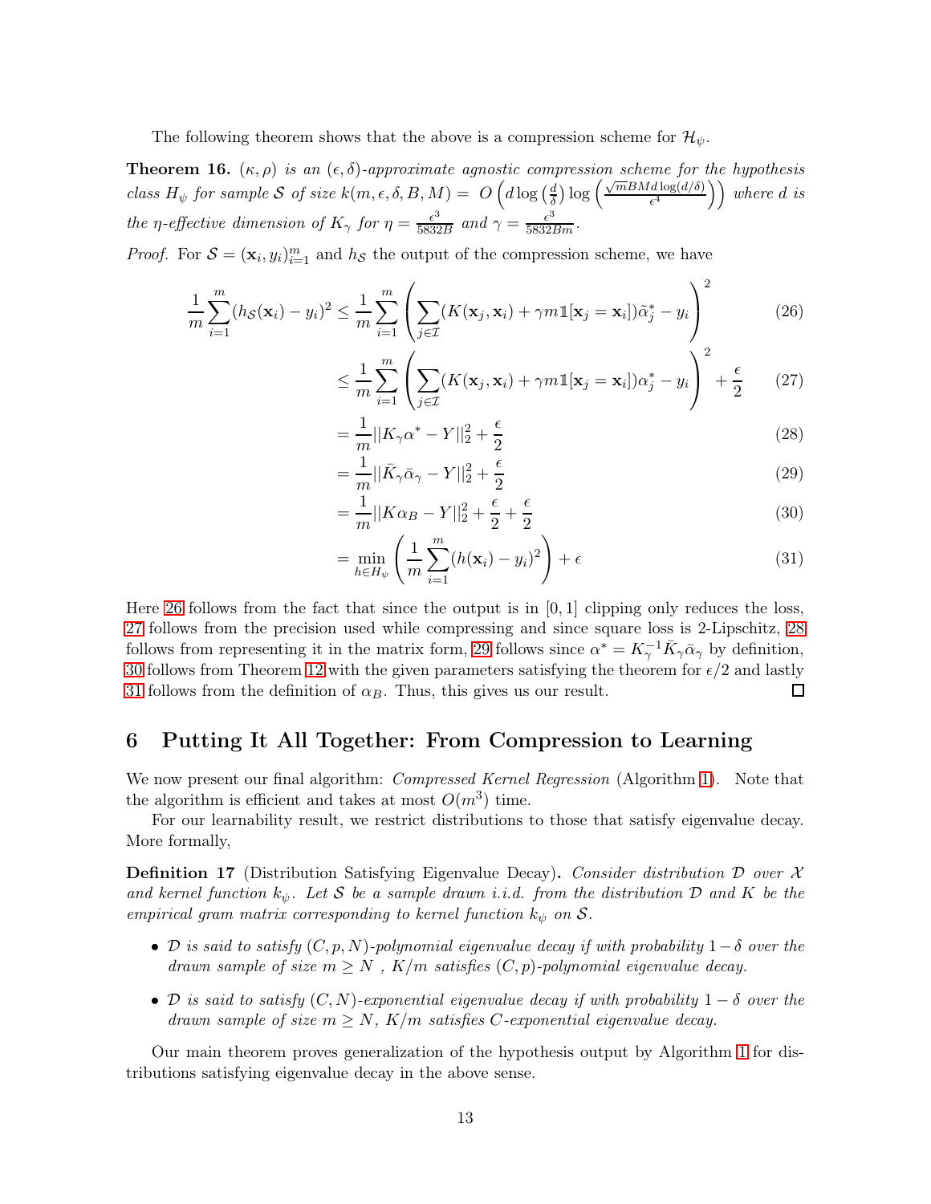The following theorem shows that the above is a compression scheme for $\mathcal{H}_\psi$.

**Theorem 16.** *$(\kappa, \rho)$ is an $(\epsilon, \delta)$-approximate agnostic compression scheme for the hypothesis class $H_\psi$ for sample $\mathcal{S}$ of size $k(m, \epsilon, \delta, B, M) = O\left(d \log\left(\frac{d}{\delta}\right) \log\left(\frac{\sqrt{m}BMd\log(d/\delta)}{\epsilon^4}\right)\right)$ where $d$ is the $\eta$-effective dimension of $K_\gamma$ for $\eta = \frac{\epsilon^3}{5832B}$ and $\gamma = \frac{\epsilon^3}{5832Bm}$.*

*Proof.* For $\mathcal{S} = (\mathbf{x}_i, y_i)_{i=1}^m$ and $h_\mathcal{S}$ the output of the compression scheme, we have

$$\frac{1}{m}\sum_{i=1}^m (h_\mathcal{S}(\mathbf{x}_i) - y_i)^2 \leq \frac{1}{m}\sum_{i=1}^m \left(\sum_{j\in\mathcal{I}} (K(\mathbf{x}_j, \mathbf{x}_i) + \gamma m \mathbb{1}[\mathbf{x}_j = \mathbf{x}_i])\tilde{\alpha}^*_j - y_i\right)^2 \tag{26}$$

$$\leq \frac{1}{m}\sum_{i=1}^m \left(\sum_{j\in\mathcal{I}} (K(\mathbf{x}_j, \mathbf{x}_i) + \gamma m \mathbb{1}[\mathbf{x}_j = \mathbf{x}_i])\alpha^*_j - y_i\right)^2 + \frac{\epsilon}{2} \tag{27}$$

$$= \frac{1}{m}||K_\gamma \alpha^* - Y||_2^2 + \frac{\epsilon}{2} \tag{28}$$

$$= \frac{1}{m}||\bar{K}_\gamma \bar{\alpha}_\gamma - Y||_2^2 + \frac{\epsilon}{2} \tag{29}$$

$$= \frac{1}{m}||K \alpha_B - Y||_2^2 + \frac{\epsilon}{2} + \frac{\epsilon}{2} \tag{30}$$

$$= \min_{h\in H_\psi}\left(\frac{1}{m}\sum_{i=1}^m (h(\mathbf{x}_i) - y_i)^2\right) + \epsilon \tag{31}$$

Here 26 follows from the fact that since the output is in $[0, 1]$ clipping only reduces the loss, 27 follows from the precision used while compressing and since square loss is 2-Lipschitz, 28 follows from representing it in the matrix form, 29 follows since $\alpha^* = K_\gamma^{-1}\bar{K}_\gamma\bar{\alpha}_\gamma$ by definition, 30 follows from Theorem 12 with the given parameters satisfying the theorem for $\epsilon/2$ and lastly 31 follows from the definition of $\alpha_B$. Thus, this gives us our result. ∎

## 6 Putting It All Together: From Compression to Learning

We now present our final algorithm: *Compressed Kernel Regression* (Algorithm 1). Note that the algorithm is efficient and takes at most $O(m^3)$ time.

For our learnability result, we restrict distributions to those that satisfy eigenvalue decay. More formally,

**Definition 17** (Distribution Satisfying Eigenvalue Decay)**.** *Consider distribution $\mathcal{D}$ over $\mathcal{X}$ and kernel function $k_\psi$. Let $\mathcal{S}$ be a sample drawn i.i.d. from the distribution $\mathcal{D}$ and $K$ be the empirical gram matrix corresponding to kernel function $k_\psi$ on $\mathcal{S}$.*

- *$\mathcal{D}$ is said to satisfy $(C, p, N)$-polynomial eigenvalue decay if with probability $1-\delta$ over the drawn sample of size $m \geq N$ , $K/m$ satisfies $(C, p)$-polynomial eigenvalue decay.*
- *$\mathcal{D}$ is said to satisfy $(C, N)$-exponential eigenvalue decay if with probability $1-\delta$ over the drawn sample of size $m \geq N$, $K/m$ satisfies $C$-exponential eigenvalue decay.*

Our main theorem proves generalization of the hypothesis output by Algorithm 1 for distributions satisfying eigenvalue decay in the above sense.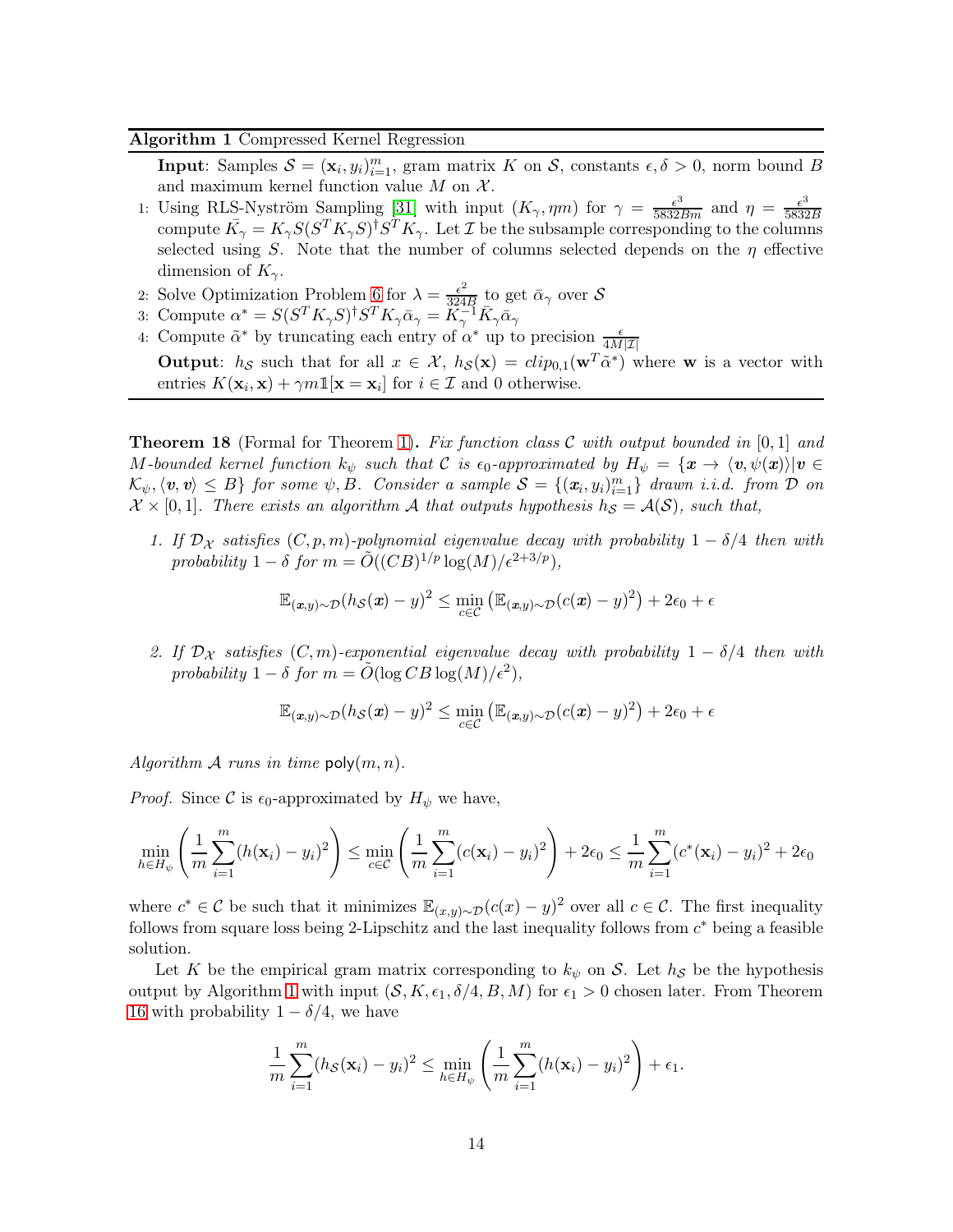**Algorithm 1** Compressed Kernel Regression

**Input**: Samples $\mathcal{S} = (\mathbf{x}_i, y_i)_{i=1}^m$, gram matrix $K$ on $\mathcal{S}$, constants $\epsilon, \delta > 0$, norm bound $B$ and maximum kernel function value $M$ on $\mathcal{X}$.

1: Using RLS-Nyström Sampling [31] with input $(K_\gamma, \eta m)$ for $\gamma = \frac{\epsilon^3}{5832Bm}$ and $\eta = \frac{\epsilon^3}{5832B}$ compute $\bar{K_\gamma} = K_\gamma S(S^T K_\gamma S)^\dagger S^T K_\gamma$. Let $\mathcal{I}$ be the subsample corresponding to the columns selected using $S$. Note that the number of columns selected depends on the $\eta$ effective dimension of $K_\gamma$.

2: Solve Optimization Problem 6 for $\lambda = \frac{\epsilon^2}{324B}$ to get $\bar{\alpha}_\gamma$ over $\mathcal{S}$

3: Compute $\alpha^* = S(S^T K_\gamma S)^\dagger S^T K_\gamma \bar{\alpha}_\gamma = K_\gamma^{-1} \bar{K}_\gamma \bar{\alpha}_\gamma$

4: Compute $\tilde{\alpha}^*$ by truncating each entry of $\alpha^*$ up to precision $\frac{\epsilon}{4M|\mathcal{I}|}$

**Output**: $h_{\mathcal{S}}$ such that for all $x \in \mathcal{X}$, $h_{\mathcal{S}}(\mathbf{x}) = clip_{0,1}(\mathbf{w}^T \tilde{\alpha}^*)$ where $\mathbf{w}$ is a vector with entries $K(\mathbf{x}_i, \mathbf{x}) + \gamma m \mathbb{1}[\mathbf{x} = \mathbf{x}_i]$ for $i \in \mathcal{I}$ and 0 otherwise.

**Theorem 18** (Formal for Theorem 1)**.** *Fix function class $\mathcal{C}$ with output bounded in $[0,1]$ and $M$-bounded kernel function $k_\psi$ such that $\mathcal{C}$ is $\epsilon_0$-approximated by $H_\psi = \{\boldsymbol{x} \to \langle \boldsymbol{v}, \psi(\boldsymbol{x}) \rangle | \boldsymbol{v} \in \mathcal{K}_\psi, \langle \boldsymbol{v}, \boldsymbol{v} \rangle \leq B\}$ for some $\psi, B$. Consider a sample $\mathcal{S} = \{(\boldsymbol{x}_i, y_i)_{i=1}^m\}$ drawn i.i.d. from $\mathcal{D}$ on $\mathcal{X} \times [0,1]$. There exists an algorithm $\mathcal{A}$ that outputs hypothesis $h_{\mathcal{S}} = \mathcal{A}(\mathcal{S})$, such that,*

1. *If $\mathcal{D}_\mathcal{X}$ satisfies $(C, p, m)$-polynomial eigenvalue decay with probability $1 - \delta/4$ then with probability $1 - \delta$ for $m = \tilde{O}((CB)^{1/p} \log(M)/\epsilon^{2+3/p})$,*

$$\mathbb{E}_{(\boldsymbol{x},y)\sim\mathcal{D}}(h_{\mathcal{S}}(\boldsymbol{x}) - y)^2 \leq \min_{c \in \mathcal{C}} \left(\mathbb{E}_{(\boldsymbol{x},y)\sim\mathcal{D}}(c(\boldsymbol{x}) - y)^2\right) + 2\epsilon_0 + \epsilon$$

2. *If $\mathcal{D}_\mathcal{X}$ satisfies $(C, m)$-exponential eigenvalue decay with probability $1 - \delta/4$ then with probability $1 - \delta$ for $m = \tilde{O}(\log CB \log(M)/\epsilon^2)$,*

$$\mathbb{E}_{(\boldsymbol{x},y)\sim\mathcal{D}}(h_{\mathcal{S}}(\boldsymbol{x}) - y)^2 \leq \min_{c \in \mathcal{C}} \left(\mathbb{E}_{(\boldsymbol{x},y)\sim\mathcal{D}}(c(\boldsymbol{x}) - y)^2\right) + 2\epsilon_0 + \epsilon$$

*Algorithm $\mathcal{A}$ runs in time* $\mathsf{poly}(m, n)$*.*

*Proof.* Since $\mathcal{C}$ is $\epsilon_0$-approximated by $H_\psi$ we have,

$$\min_{h \in H_\psi} \left(\frac{1}{m}\sum_{i=1}^m (h(\mathbf{x}_i) - y_i)^2\right) \leq \min_{c \in \mathcal{C}} \left(\frac{1}{m}\sum_{i=1}^m (c(\mathbf{x}_i) - y_i)^2\right) + 2\epsilon_0 \leq \frac{1}{m}\sum_{i=1}^m (c^*(\mathbf{x}_i) - y_i)^2 + 2\epsilon_0$$

where $c^* \in \mathcal{C}$ be such that it minimizes $\mathbb{E}_{(x,y)\sim\mathcal{D}}(c(x) - y)^2$ over all $c \in \mathcal{C}$. The first inequality follows from square loss being 2-Lipschitz and the last inequality follows from $c^*$ being a feasible solution.

Let $K$ be the empirical gram matrix corresponding to $k_\psi$ on $\mathcal{S}$. Let $h_{\mathcal{S}}$ be the hypothesis output by Algorithm 1 with input $(\mathcal{S}, K, \epsilon_1, \delta/4, B, M)$ for $\epsilon_1 > 0$ chosen later. From Theorem 16 with probability $1 - \delta/4$, we have

$$\frac{1}{m}\sum_{i=1}^m (h_{\mathcal{S}}(\mathbf{x}_i) - y_i)^2 \leq \min_{h \in H_\psi} \left(\frac{1}{m}\sum_{i=1}^m (h(\mathbf{x}_i) - y_i)^2\right) + \epsilon_1.$$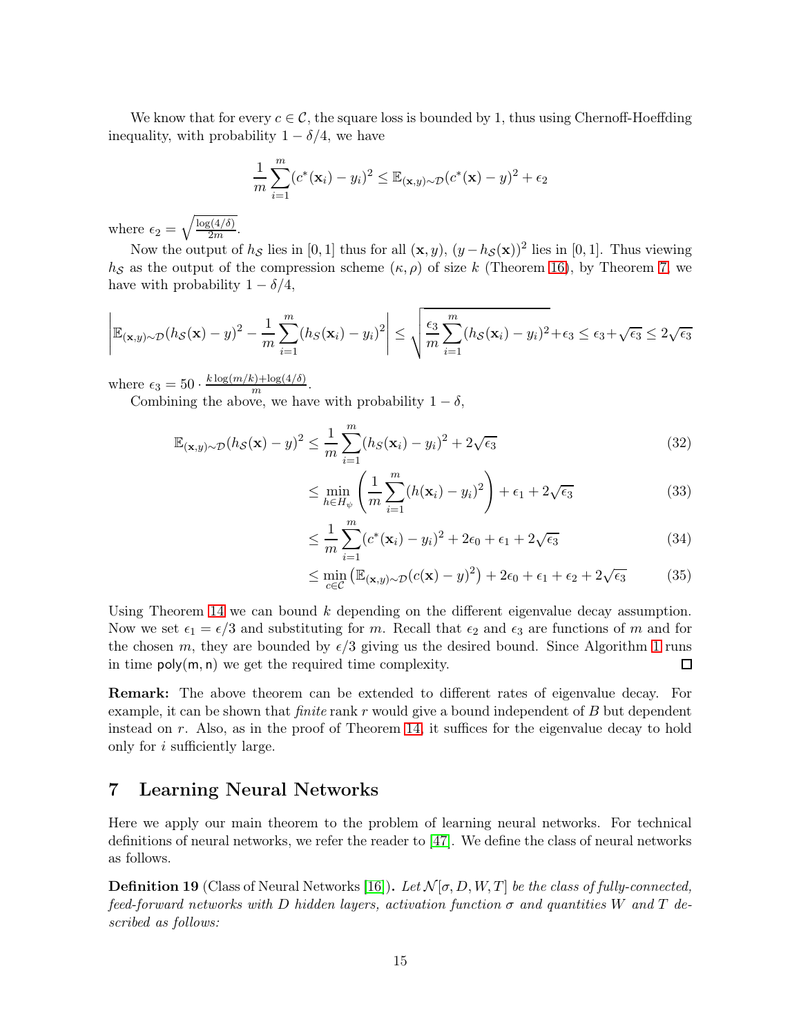We know that for every $c \in \mathcal{C}$, the square loss is bounded by 1, thus using Chernoff-Hoeffding inequality, with probability $1 - \delta/4$, we have

$$\frac{1}{m}\sum_{i=1}^{m}(c^*(\mathbf{x}_i) - y_i)^2 \leq \mathbb{E}_{(\mathbf{x},y)\sim\mathcal{D}}(c^*(\mathbf{x}) - y)^2 + \epsilon_2$$

where $\epsilon_2 = \sqrt{\frac{\log(4/\delta)}{2m}}$.

Now the output of $h_{\mathcal{S}}$ lies in $[0, 1]$ thus for all $(\mathbf{x}, y)$, $(y - h_{\mathcal{S}}(\mathbf{x}))^2$ lies in $[0, 1]$. Thus viewing $h_{\mathcal{S}}$ as the output of the compression scheme $(\kappa, \rho)$ of size $k$ (Theorem 16), by Theorem 7, we have with probability $1 - \delta/4$,

$$\left|\mathbb{E}_{(\mathbf{x},y)\sim\mathcal{D}}(h_{\mathcal{S}}(\mathbf{x}) - y)^2 - \frac{1}{m}\sum_{i=1}^{m}(h_S(\mathbf{x}_i) - y_i)^2\right| \leq \sqrt{\frac{\epsilon_3}{m}\sum_{i=1}^{m}(h_{\mathcal{S}}(\mathbf{x}_i) - y_i)^2} + \epsilon_3 \leq \epsilon_3 + \sqrt{\epsilon_3} \leq 2\sqrt{\epsilon_3}$$

where $\epsilon_3 = 50 \cdot \frac{k\log(m/k)+\log(4/\delta)}{m}$.

Combining the above, we have with probability $1 - \delta$,

$$\mathbb{E}_{(\mathbf{x},y)\sim\mathcal{D}}(h_{\mathcal{S}}(\mathbf{x}) - y)^2 \leq \frac{1}{m}\sum_{i=1}^{m}(h_S(\mathbf{x}_i) - y_i)^2 + 2\sqrt{\epsilon_3} \tag{32}$$

$$\leq \min_{h\in H_\psi}\left(\frac{1}{m}\sum_{i=1}^{m}(h(\mathbf{x}_i) - y_i)^2\right) + \epsilon_1 + 2\sqrt{\epsilon_3} \tag{33}$$

$$\leq \frac{1}{m}\sum_{i=1}^{m}(c^*(\mathbf{x}_i) - y_i)^2 + 2\epsilon_0 + \epsilon_1 + 2\sqrt{\epsilon_3} \tag{34}$$

$$\leq \min_{c\in\mathcal{C}}\left(\mathbb{E}_{(\mathbf{x},y)\sim\mathcal{D}}(c(\mathbf{x}) - y)^2\right) + 2\epsilon_0 + \epsilon_1 + \epsilon_2 + 2\sqrt{\epsilon_3} \tag{35}$$

Using Theorem 14 we can bound $k$ depending on the different eigenvalue decay assumption. Now we set $\epsilon_1 = \epsilon/3$ and substituting for $m$. Recall that $\epsilon_2$ and $\epsilon_3$ are functions of $m$ and for the chosen $m$, they are bounded by $\epsilon/3$ giving us the desired bound. Since Algorithm 1 runs in time $\mathsf{poly}(\mathsf{m}, \mathsf{n})$ we get the required time complexity. □

**Remark:** The above theorem can be extended to different rates of eigenvalue decay. For example, it can be shown that *finite* rank $r$ would give a bound independent of $B$ but dependent instead on $r$. Also, as in the proof of Theorem 14, it suffices for the eigenvalue decay to hold only for $i$ sufficiently large.

# 7 Learning Neural Networks

Here we apply our main theorem to the problem of learning neural networks. For technical definitions of neural networks, we refer the reader to [47]. We define the class of neural networks as follows.

**Definition 19** (Class of Neural Networks [16])**.** *Let $\mathcal{N}[\sigma, D, W, T]$ be the class of fully-connected, feed-forward networks with $D$ hidden layers, activation function $\sigma$ and quantities $W$ and $T$ described as follows:*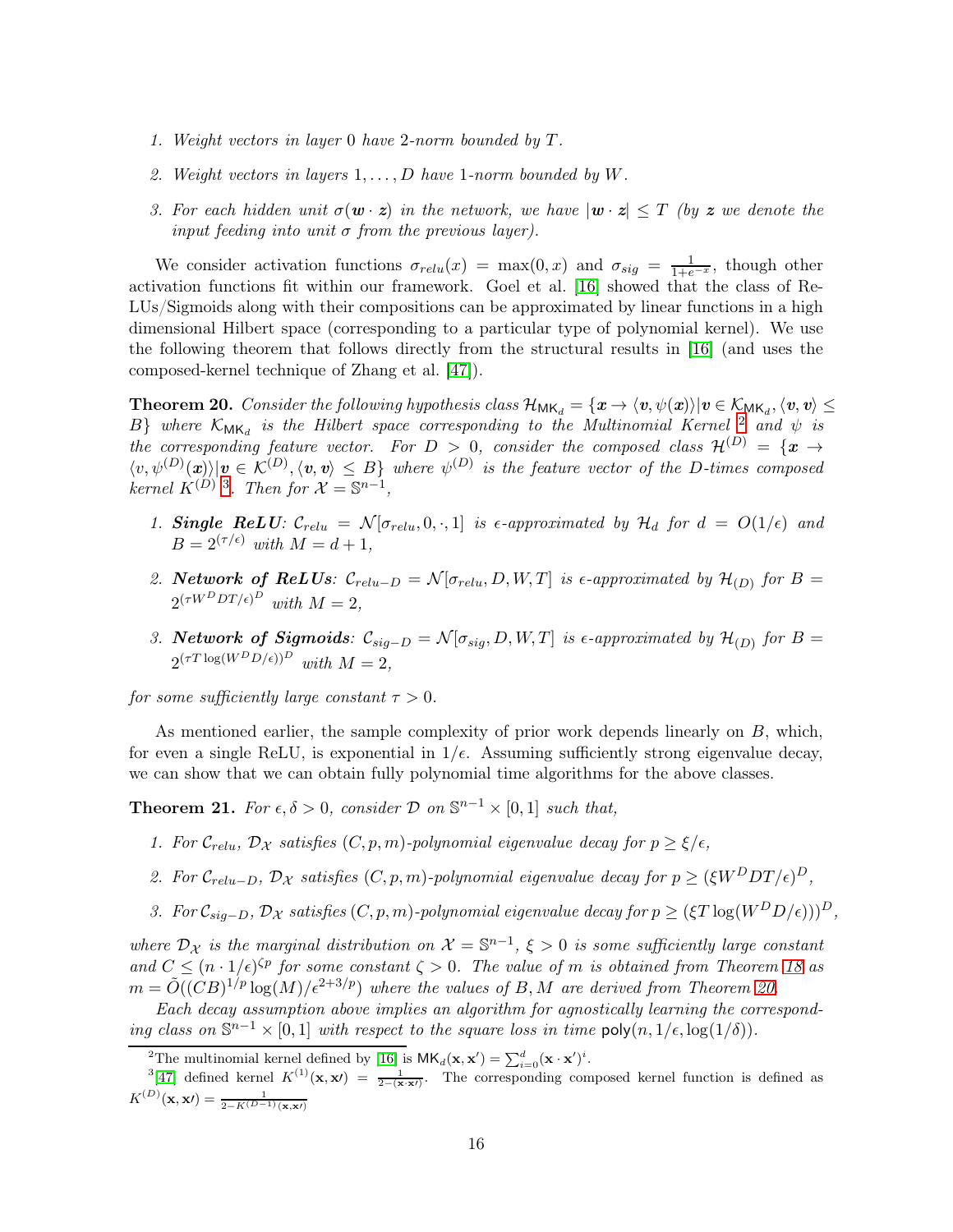1. *Weight vectors in layer 0 have 2-norm bounded by $T$.*
2. *Weight vectors in layers $1, \ldots, D$ have 1-norm bounded by $W$.*
3. *For each hidden unit $\sigma(\boldsymbol{w} \cdot \boldsymbol{z})$ in the network, we have $|\boldsymbol{w} \cdot \boldsymbol{z}| \leq T$ (by $\boldsymbol{z}$ we denote the input feeding into unit $\sigma$ from the previous layer).*

We consider activation functions $\sigma_{relu}(x) = \max(0, x)$ and $\sigma_{sig} = \frac{1}{1+e^{-x}}$, though other activation functions fit within our framework. Goel et al. [16] showed that the class of ReLUs/Sigmoids along with their compositions can be approximated by linear functions in a high dimensional Hilbert space (corresponding to a particular type of polynomial kernel). We use the following theorem that follows directly from the structural results in [16] (and uses the composed-kernel technique of Zhang et al. [47]).

**Theorem 20.** *Consider the following hypothesis class $\mathcal{H}_{\mathsf{MK}_d} = \{\boldsymbol{x} \to \langle \boldsymbol{v}, \psi(\boldsymbol{x})\rangle | \boldsymbol{v} \in \mathcal{K}_{\mathsf{MK}_d}, \langle \boldsymbol{v}, \boldsymbol{v}\rangle \leq B\}$ where $\mathcal{K}_{\mathsf{MK}_d}$ is the Hilbert space corresponding to the Multinomial Kernel [2] and $\psi$ is the corresponding feature vector. For $D > 0$, consider the composed class $\mathcal{H}^{(D)} = \{\boldsymbol{x} \to \langle v, \psi^{(D)}(\boldsymbol{x})\rangle | \boldsymbol{v} \in \mathcal{K}^{(D)}, \langle \boldsymbol{v}, \boldsymbol{v}\rangle \leq B\}$ where $\psi^{(D)}$ is the feature vector of the $D$-times composed kernel $K^{(D)}$ [3]. Then for $\mathcal{X} = \mathbb{S}^{n-1}$,*

1. ***Single ReLU**: $\mathcal{C}_{relu} = \mathcal{N}[\sigma_{relu}, 0, \cdot, 1]$ is $\epsilon$-approximated by $\mathcal{H}_d$ for $d = O(1/\epsilon)$ and $B = 2^{(\tau/\epsilon)}$ with $M = d + 1$,*
2. ***Network of ReLUs**: $\mathcal{C}_{relu-D} = \mathcal{N}[\sigma_{relu}, D, W, T]$ is $\epsilon$-approximated by $\mathcal{H}_{(D)}$ for $B = 2^{(\tau W^D DT/\epsilon)^D}$ with $M = 2$,*
3. ***Network of Sigmoids**: $\mathcal{C}_{sig-D} = \mathcal{N}[\sigma_{sig}, D, W, T]$ is $\epsilon$-approximated by $\mathcal{H}_{(D)}$ for $B = 2^{(\tau T \log(W^D D/\epsilon))^D}$ with $M = 2$,*

*for some sufficiently large constant $\tau > 0$.*

As mentioned earlier, the sample complexity of prior work depends linearly on $B$, which, for even a single ReLU, is exponential in $1/\epsilon$. Assuming sufficiently strong eigenvalue decay, we can show that we can obtain fully polynomial time algorithms for the above classes.

**Theorem 21.** *For $\epsilon, \delta > 0$, consider $\mathcal{D}$ on $\mathbb{S}^{n-1} \times [0, 1]$ such that,*

1. *For $\mathcal{C}_{relu}$, $\mathcal{D}_{\mathcal{X}}$ satisfies $(C, p, m)$-polynomial eigenvalue decay for $p \geq \xi/\epsilon$,*
2. *For $\mathcal{C}_{relu-D}$, $\mathcal{D}_{\mathcal{X}}$ satisfies $(C, p, m)$-polynomial eigenvalue decay for $p \geq (\xi W^D DT/\epsilon)^D$,*
3. *For $\mathcal{C}_{sig-D}$, $\mathcal{D}_{\mathcal{X}}$ satisfies $(C, p, m)$-polynomial eigenvalue decay for $p \geq (\xi T \log(W^D D/\epsilon)))^D$,*

*where $\mathcal{D}_{\mathcal{X}}$ is the marginal distribution on $\mathcal{X} = \mathbb{S}^{n-1}$, $\xi > 0$ is some sufficiently large constant and $C \leq (n \cdot 1/\epsilon)^{\zeta p}$ for some constant $\zeta > 0$. The value of $m$ is obtained from Theorem 18 as $m = \tilde{O}((CB)^{1/p} \log(M)/\epsilon^{2+3/p})$ where the values of $B, M$ are derived from Theorem 20.*

*Each decay assumption above implies an algorithm for agnostically learning the corresponding class on $\mathbb{S}^{n-1} \times [0, 1]$ with respect to the square loss in time $\mathsf{poly}(n, 1/\epsilon, \log(1/\delta))$.*

---

[2] The multinomial kernel defined by [16] is $\mathsf{MK}_d(\mathbf{x}, \mathbf{x}') = \sum_{i=0}^{d} (\mathbf{x} \cdot \mathbf{x}')^i$.

[3] [47] defined kernel $K^{(1)}(\mathbf{x}, \mathbf{x}\prime) = \frac{1}{2-(\mathbf{x} \cdot \mathbf{x}\prime)}$. The corresponding composed kernel function is defined as $K^{(D)}(\mathbf{x}, \mathbf{x}\prime) = \frac{1}{2-K^{(D-1)}(\mathbf{x}, \mathbf{x}\prime)}$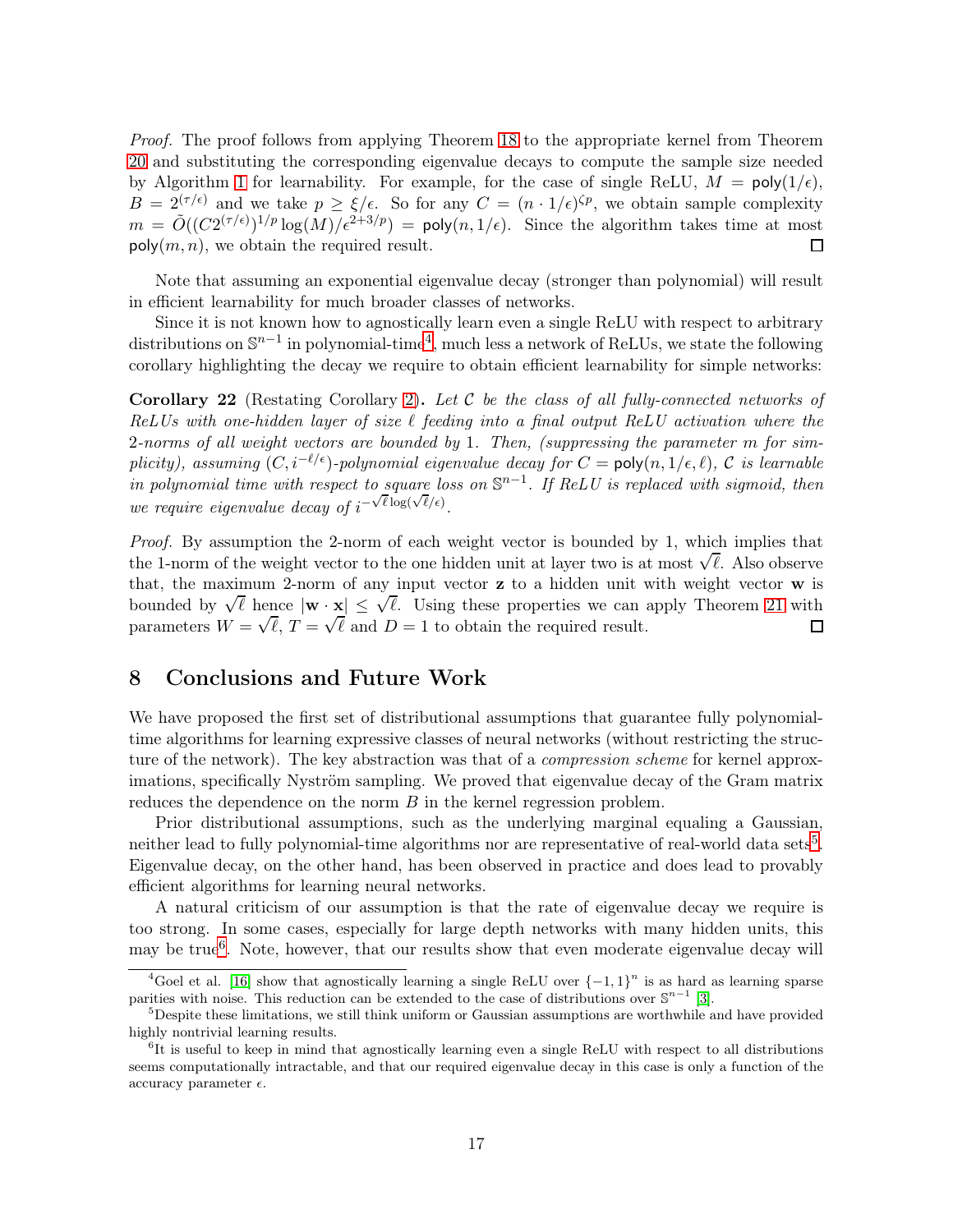*Proof.* The proof follows from applying Theorem 18 to the appropriate kernel from Theorem 20 and substituting the corresponding eigenvalue decays to compute the sample size needed by Algorithm 1 for learnability. For example, for the case of single ReLU, $M = \mathsf{poly}(1/\epsilon)$, $B = 2^{(\tau/\epsilon)}$ and we take $p \geq \xi/\epsilon$. So for any $C = (n \cdot 1/\epsilon)^{\zeta p}$, we obtain sample complexity $m = \tilde{O}((C2^{(\tau/\epsilon)})^{1/p} \log(M)/\epsilon^{2+3/p}) = \mathsf{poly}(n, 1/\epsilon)$. Since the algorithm takes time at most $\mathsf{poly}(m, n)$, we obtain the required result. ☐

Note that assuming an exponential eigenvalue decay (stronger than polynomial) will result in efficient learnability for much broader classes of networks.

Since it is not known how to agnostically learn even a single ReLU with respect to arbitrary distributions on $\mathbb{S}^{n-1}$ in polynomial-time[4], much less a network of ReLUs, we state the following corollary highlighting the decay we require to obtain efficient learnability for simple networks:

**Corollary 22** (Restating Corollary 2)**.** *Let $\mathcal{C}$ be the class of all fully-connected networks of ReLUs with one-hidden layer of size $\ell$ feeding into a final output ReLU activation where the 2-norms of all weight vectors are bounded by 1. Then, (suppressing the parameter $m$ for simplicity), assuming $(C, i^{-\ell/\epsilon})$-polynomial eigenvalue decay for $C = \mathsf{poly}(n, 1/\epsilon, \ell)$, $\mathcal{C}$ is learnable in polynomial time with respect to square loss on $\mathbb{S}^{n-1}$. If ReLU is replaced with sigmoid, then we require eigenvalue decay of $i^{-\sqrt{\ell}\log(\sqrt{\ell}/\epsilon)}$.*

*Proof.* By assumption the 2-norm of each weight vector is bounded by 1, which implies that the 1-norm of the weight vector to the one hidden unit at layer two is at most $\sqrt{\ell}$. Also observe that, the maximum 2-norm of any input vector $\mathbf{z}$ to a hidden unit with weight vector $\mathbf{w}$ is bounded by $\sqrt{\ell}$ hence $|\mathbf{w} \cdot \mathbf{x}| \leq \sqrt{\ell}$. Using these properties we can apply Theorem 21 with parameters $W = \sqrt{\ell}$, $T = \sqrt{\ell}$ and $D = 1$ to obtain the required result. ☐

## 8 Conclusions and Future Work

We have proposed the first set of distributional assumptions that guarantee fully polynomial-time algorithms for learning expressive classes of neural networks (without restricting the structure of the network). The key abstraction was that of a *compression scheme* for kernel approximations, specifically Nyström sampling. We proved that eigenvalue decay of the Gram matrix reduces the dependence on the norm $B$ in the kernel regression problem.

Prior distributional assumptions, such as the underlying marginal equaling a Gaussian, neither lead to fully polynomial-time algorithms nor are representative of real-world data sets[5]. Eigenvalue decay, on the other hand, has been observed in practice and does lead to provably efficient algorithms for learning neural networks.

A natural criticism of our assumption is that the rate of eigenvalue decay we require is too strong. In some cases, especially for large depth networks with many hidden units, this may be true[6]. Note, however, that our results show that even moderate eigenvalue decay will

[4] Goel et al. [16] show that agnostically learning a single ReLU over $\{-1, 1\}^n$ is as hard as learning sparse parities with noise. This reduction can be extended to the case of distributions over $\mathbb{S}^{n-1}$ [3].

[5] Despite these limitations, we still think uniform or Gaussian assumptions are worthwhile and have provided highly nontrivial learning results.

[6] It is useful to keep in mind that agnostically learning even a single ReLU with respect to all distributions seems computationally intractable, and that our required eigenvalue decay in this case is only a function of the accuracy parameter $\epsilon$.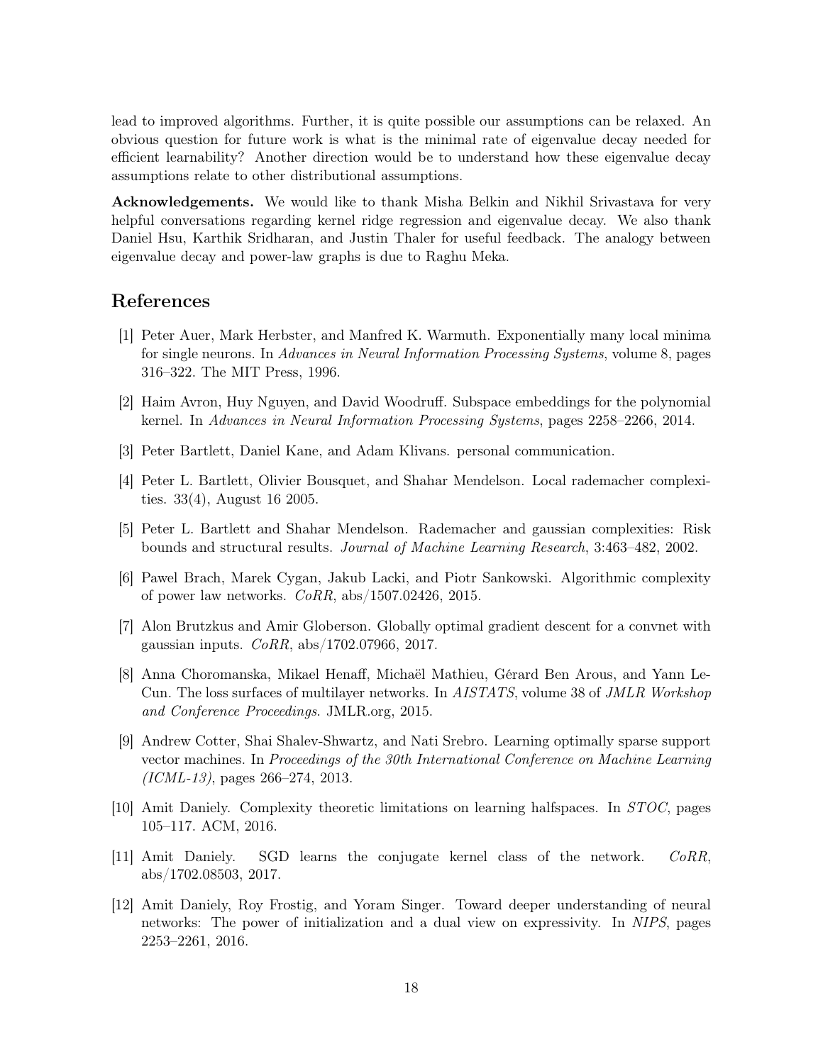lead to improved algorithms. Further, it is quite possible our assumptions can be relaxed. An obvious question for future work is what is the minimal rate of eigenvalue decay needed for efficient learnability? Another direction would be to understand how these eigenvalue decay assumptions relate to other distributional assumptions.

**Acknowledgements.** We would like to thank Misha Belkin and Nikhil Srivastava for very helpful conversations regarding kernel ridge regression and eigenvalue decay. We also thank Daniel Hsu, Karthik Sridharan, and Justin Thaler for useful feedback. The analogy between eigenvalue decay and power-law graphs is due to Raghu Meka.

## References

[1] Peter Auer, Mark Herbster, and Manfred K. Warmuth. Exponentially many local minima for single neurons. In *Advances in Neural Information Processing Systems*, volume 8, pages 316–322. The MIT Press, 1996.

[2] Haim Avron, Huy Nguyen, and David Woodruff. Subspace embeddings for the polynomial kernel. In *Advances in Neural Information Processing Systems*, pages 2258–2266, 2014.

[3] Peter Bartlett, Daniel Kane, and Adam Klivans. personal communication.

[4] Peter L. Bartlett, Olivier Bousquet, and Shahar Mendelson. Local rademacher complexities. 33(4), August 16 2005.

[5] Peter L. Bartlett and Shahar Mendelson. Rademacher and gaussian complexities: Risk bounds and structural results. *Journal of Machine Learning Research*, 3:463–482, 2002.

[6] Pawel Brach, Marek Cygan, Jakub Lacki, and Piotr Sankowski. Algorithmic complexity of power law networks. *CoRR*, abs/1507.02426, 2015.

[7] Alon Brutzkus and Amir Globerson. Globally optimal gradient descent for a convnet with gaussian inputs. *CoRR*, abs/1702.07966, 2017.

[8] Anna Choromanska, Mikael Henaff, Michaël Mathieu, Gérard Ben Arous, and Yann LeCun. The loss surfaces of multilayer networks. In *AISTATS*, volume 38 of *JMLR Workshop and Conference Proceedings*. JMLR.org, 2015.

[9] Andrew Cotter, Shai Shalev-Shwartz, and Nati Srebro. Learning optimally sparse support vector machines. In *Proceedings of the 30th International Conference on Machine Learning (ICML-13)*, pages 266–274, 2013.

[10] Amit Daniely. Complexity theoretic limitations on learning halfspaces. In *STOC*, pages 105–117. ACM, 2016.

[11] Amit Daniely. SGD learns the conjugate kernel class of the network. *CoRR*, abs/1702.08503, 2017.

[12] Amit Daniely, Roy Frostig, and Yoram Singer. Toward deeper understanding of neural networks: The power of initialization and a dual view on expressivity. In *NIPS*, pages 2253–2261, 2016.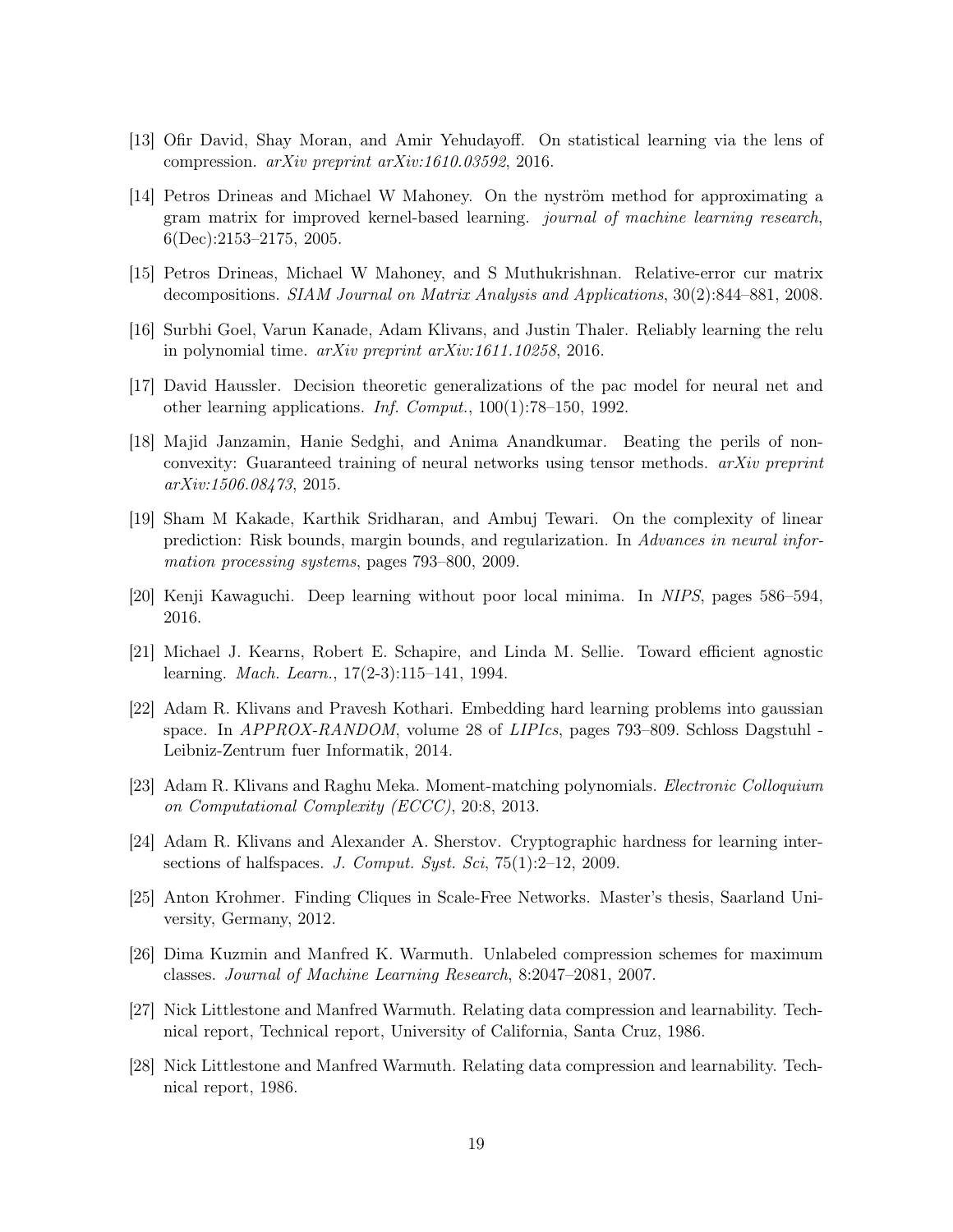[13] Ofir David, Shay Moran, and Amir Yehudayoff. On statistical learning via the lens of compression. *arXiv preprint arXiv:1610.03592*, 2016.

[14] Petros Drineas and Michael W Mahoney. On the nyström method for approximating a gram matrix for improved kernel-based learning. *journal of machine learning research*, 6(Dec):2153–2175, 2005.

[15] Petros Drineas, Michael W Mahoney, and S Muthukrishnan. Relative-error cur matrix decompositions. *SIAM Journal on Matrix Analysis and Applications*, 30(2):844–881, 2008.

[16] Surbhi Goel, Varun Kanade, Adam Klivans, and Justin Thaler. Reliably learning the relu in polynomial time. *arXiv preprint arXiv:1611.10258*, 2016.

[17] David Haussler. Decision theoretic generalizations of the pac model for neural net and other learning applications. *Inf. Comput.*, 100(1):78–150, 1992.

[18] Majid Janzamin, Hanie Sedghi, and Anima Anandkumar. Beating the perils of non-convexity: Guaranteed training of neural networks using tensor methods. *arXiv preprint arXiv:1506.08473*, 2015.

[19] Sham M Kakade, Karthik Sridharan, and Ambuj Tewari. On the complexity of linear prediction: Risk bounds, margin bounds, and regularization. In *Advances in neural information processing systems*, pages 793–800, 2009.

[20] Kenji Kawaguchi. Deep learning without poor local minima. In *NIPS*, pages 586–594, 2016.

[21] Michael J. Kearns, Robert E. Schapire, and Linda M. Sellie. Toward efficient agnostic learning. *Mach. Learn.*, 17(2-3):115–141, 1994.

[22] Adam R. Klivans and Pravesh Kothari. Embedding hard learning problems into gaussian space. In *APPROX-RANDOM*, volume 28 of *LIPIcs*, pages 793–809. Schloss Dagstuhl - Leibniz-Zentrum fuer Informatik, 2014.

[23] Adam R. Klivans and Raghu Meka. Moment-matching polynomials. *Electronic Colloquium on Computational Complexity (ECCC)*, 20:8, 2013.

[24] Adam R. Klivans and Alexander A. Sherstov. Cryptographic hardness for learning intersections of halfspaces. *J. Comput. Syst. Sci*, 75(1):2–12, 2009.

[25] Anton Krohmer. Finding Cliques in Scale-Free Networks. Master's thesis, Saarland University, Germany, 2012.

[26] Dima Kuzmin and Manfred K. Warmuth. Unlabeled compression schemes for maximum classes. *Journal of Machine Learning Research*, 8:2047–2081, 2007.

[27] Nick Littlestone and Manfred Warmuth. Relating data compression and learnability. Technical report, Technical report, University of California, Santa Cruz, 1986.

[28] Nick Littlestone and Manfred Warmuth. Relating data compression and learnability. Technical report, 1986.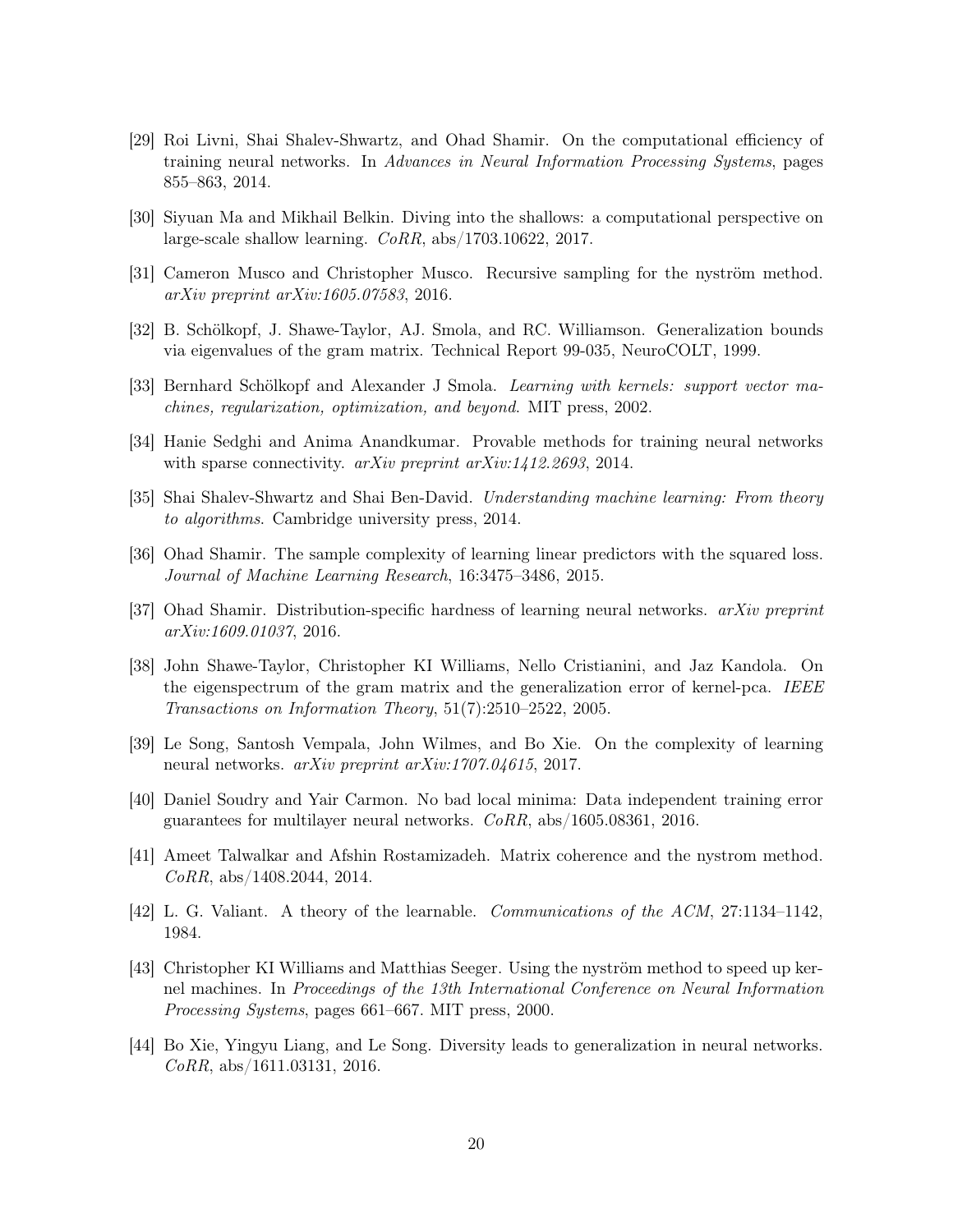[29] Roi Livni, Shai Shalev-Shwartz, and Ohad Shamir. On the computational efficiency of training neural networks. In *Advances in Neural Information Processing Systems*, pages 855–863, 2014.

[30] Siyuan Ma and Mikhail Belkin. Diving into the shallows: a computational perspective on large-scale shallow learning. *CoRR*, abs/1703.10622, 2017.

[31] Cameron Musco and Christopher Musco. Recursive sampling for the nyström method. *arXiv preprint arXiv:1605.07583*, 2016.

[32] B. Schölkopf, J. Shawe-Taylor, AJ. Smola, and RC. Williamson. Generalization bounds via eigenvalues of the gram matrix. Technical Report 99-035, NeuroCOLT, 1999.

[33] Bernhard Schölkopf and Alexander J Smola. *Learning with kernels: support vector machines, regularization, optimization, and beyond*. MIT press, 2002.

[34] Hanie Sedghi and Anima Anandkumar. Provable methods for training neural networks with sparse connectivity. *arXiv preprint arXiv:1412.2693*, 2014.

[35] Shai Shalev-Shwartz and Shai Ben-David. *Understanding machine learning: From theory to algorithms*. Cambridge university press, 2014.

[36] Ohad Shamir. The sample complexity of learning linear predictors with the squared loss. *Journal of Machine Learning Research*, 16:3475–3486, 2015.

[37] Ohad Shamir. Distribution-specific hardness of learning neural networks. *arXiv preprint arXiv:1609.01037*, 2016.

[38] John Shawe-Taylor, Christopher KI Williams, Nello Cristianini, and Jaz Kandola. On the eigenspectrum of the gram matrix and the generalization error of kernel-pca. *IEEE Transactions on Information Theory*, 51(7):2510–2522, 2005.

[39] Le Song, Santosh Vempala, John Wilmes, and Bo Xie. On the complexity of learning neural networks. *arXiv preprint arXiv:1707.04615*, 2017.

[40] Daniel Soudry and Yair Carmon. No bad local minima: Data independent training error guarantees for multilayer neural networks. *CoRR*, abs/1605.08361, 2016.

[41] Ameet Talwalkar and Afshin Rostamizadeh. Matrix coherence and the nystrom method. *CoRR*, abs/1408.2044, 2014.

[42] L. G. Valiant. A theory of the learnable. *Communications of the ACM*, 27:1134–1142, 1984.

[43] Christopher KI Williams and Matthias Seeger. Using the nyström method to speed up kernel machines. In *Proceedings of the 13th International Conference on Neural Information Processing Systems*, pages 661–667. MIT press, 2000.

[44] Bo Xie, Yingyu Liang, and Le Song. Diversity leads to generalization in neural networks. *CoRR*, abs/1611.03131, 2016.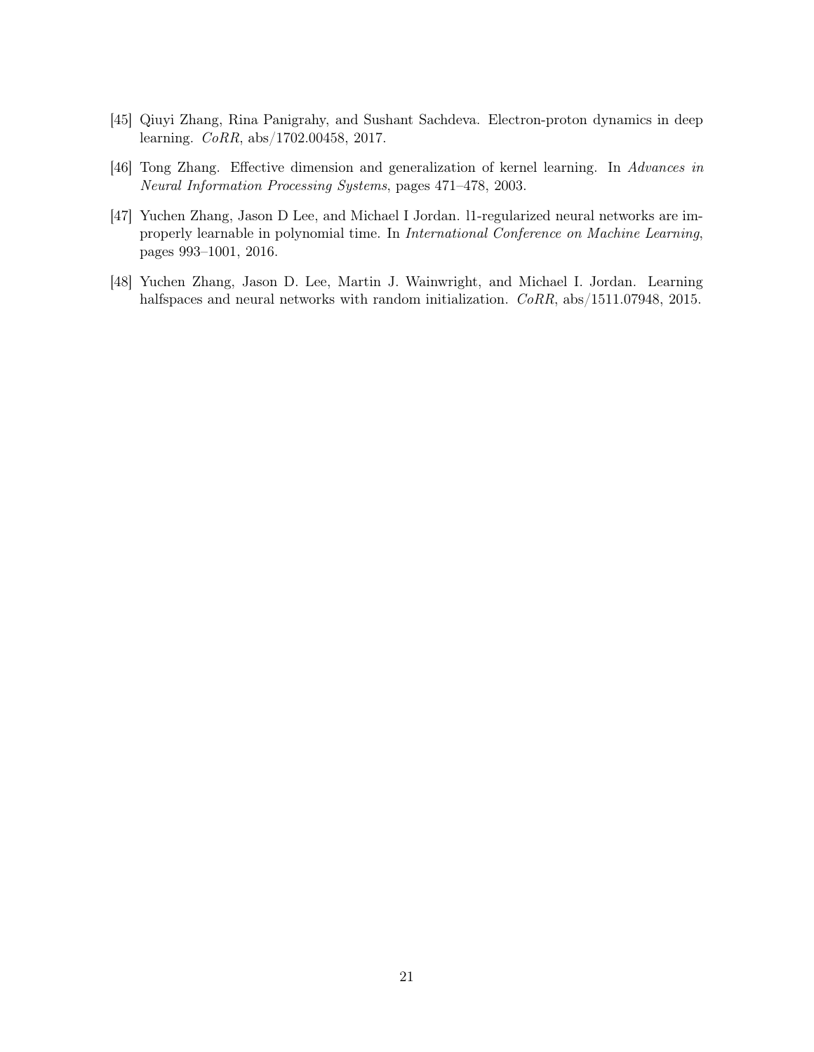[45] Qiuyi Zhang, Rina Panigrahy, and Sushant Sachdeva. Electron-proton dynamics in deep learning. *CoRR*, abs/1702.00458, 2017.

[46] Tong Zhang. Effective dimension and generalization of kernel learning. In *Advances in Neural Information Processing Systems*, pages 471–478, 2003.

[47] Yuchen Zhang, Jason D Lee, and Michael I Jordan. l1-regularized neural networks are improperly learnable in polynomial time. In *International Conference on Machine Learning*, pages 993–1001, 2016.

[48] Yuchen Zhang, Jason D. Lee, Martin J. Wainwright, and Michael I. Jordan. Learning halfspaces and neural networks with random initialization. *CoRR*, abs/1511.07948, 2015.